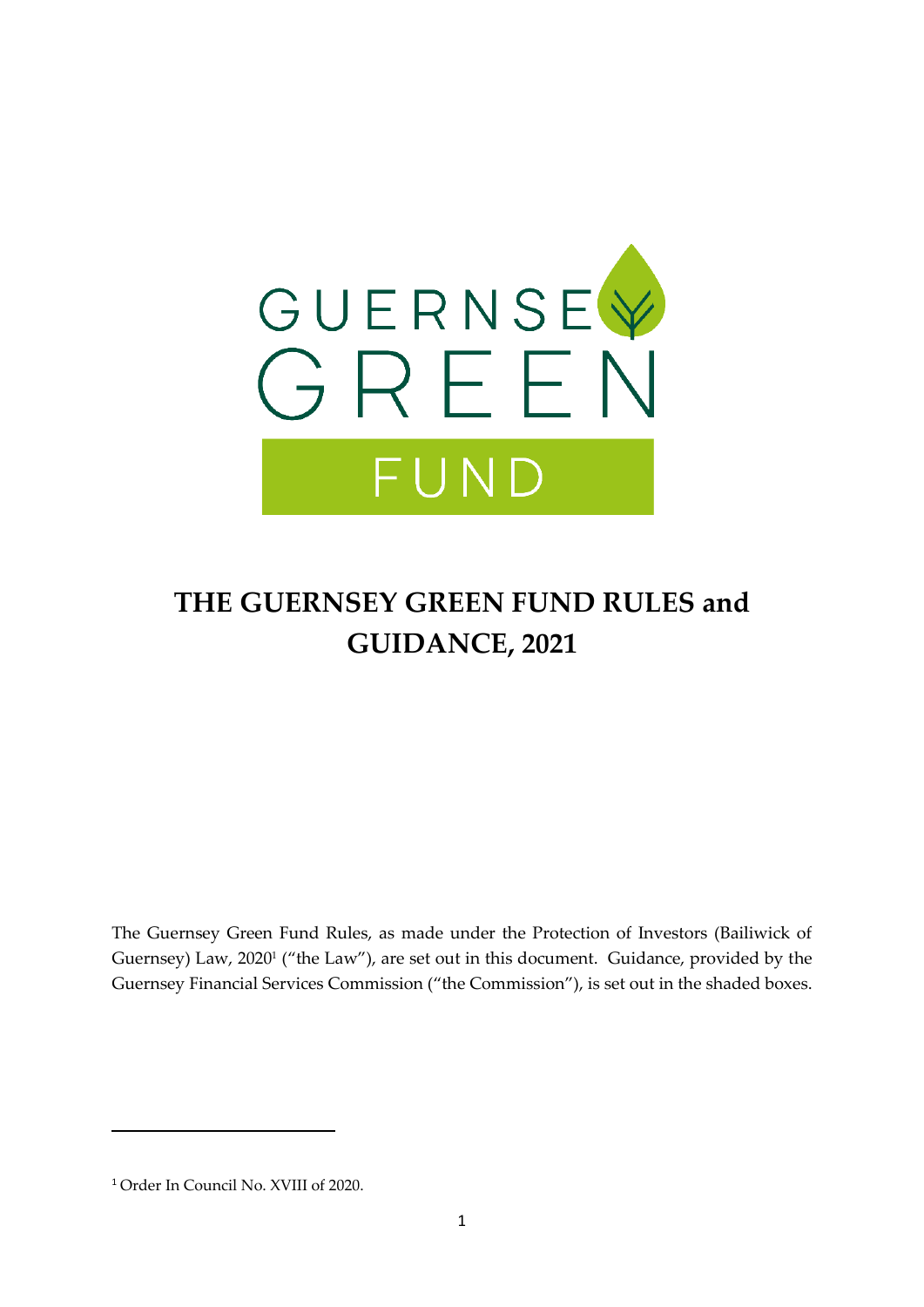# THE GUERNSEY GREEN FUND RULES and GUIDANCE, 2021

The Guernsey Green Fund Rules, as made under the Protection of Investors (Bailiwick of Guernsey) Law, 2020[1] ("the Law"), are set out in this document. Guidance, provided by the Guernsey Financial Services Commission ("the Commission"), is set out in the shaded boxes.

[1] Order In Council No. XVIII of 2020.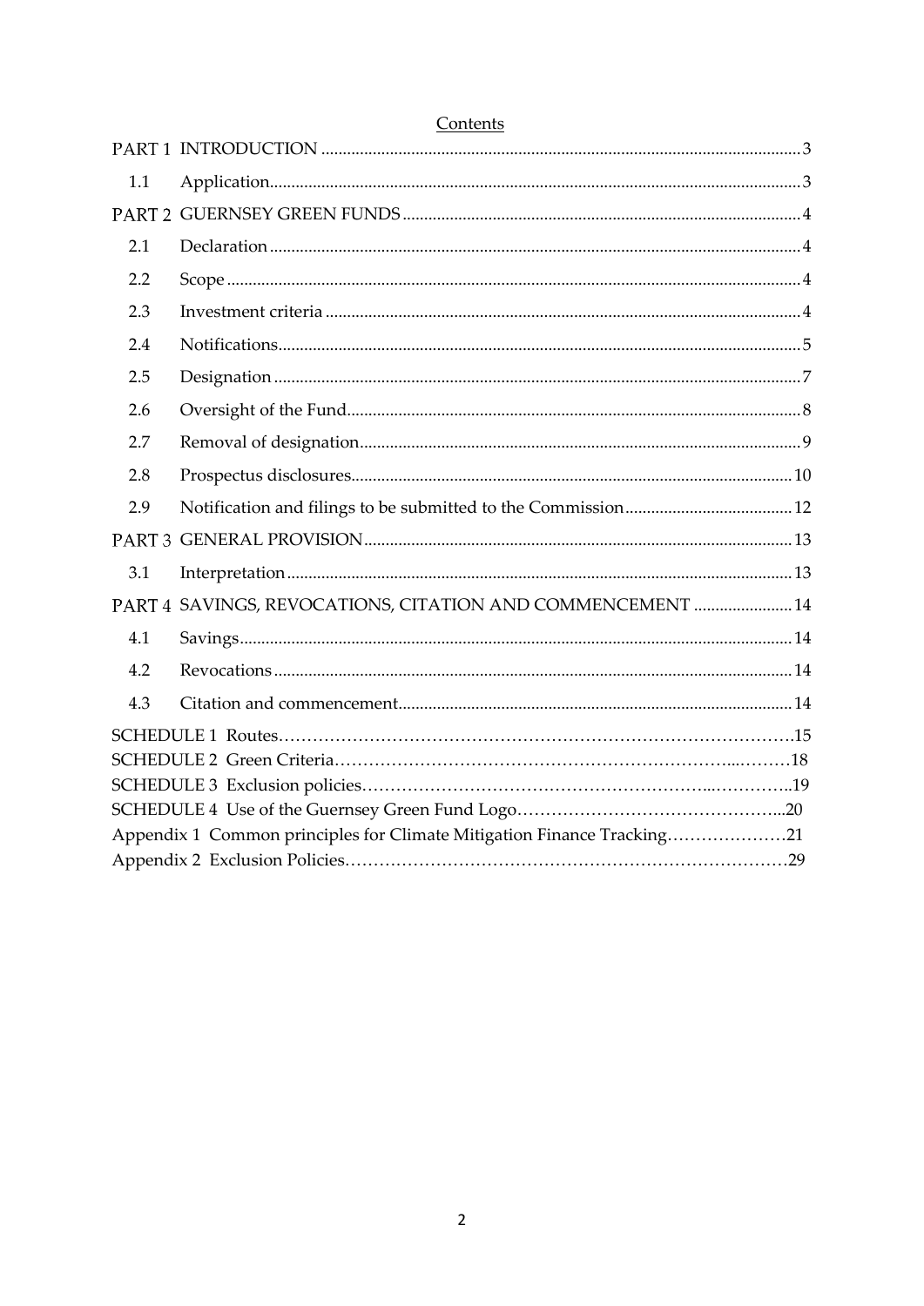## Contents

| | | |
|---|---|---|
| PART 1 | INTRODUCTION | 3 |
| 1.1 | Application | 3 |
| PART 2 | GUERNSEY GREEN FUNDS | 4 |
| 2.1 | Declaration | 4 |
| 2.2 | Scope | 4 |
| 2.3 | Investment criteria | 4 |
| 2.4 | Notifications | 5 |
| 2.5 | Designation | 7 |
| 2.6 | Oversight of the Fund | 8 |
| 2.7 | Removal of designation | 9 |
| 2.8 | Prospectus disclosures | 10 |
| 2.9 | Notification and filings to be submitted to the Commission | 12 |
| PART 3 | GENERAL PROVISION | 13 |
| 3.1 | Interpretation | 13 |
| PART 4 | SAVINGS, REVOCATIONS, CITATION AND COMMENCEMENT | 14 |
| 4.1 | Savings | 14 |
| 4.2 | Revocations | 14 |
| 4.3 | Citation and commencement | 14 |
| SCHEDULE 1 | Routes | 15 |
| SCHEDULE 2 | Green Criteria | 18 |
| SCHEDULE 3 | Exclusion policies | 19 |
| SCHEDULE 4 | Use of the Guernsey Green Fund Logo | 20 |
| Appendix 1 | Common principles for Climate Mitigation Finance Tracking | 21 |
| Appendix 2 | Exclusion Policies | 29 |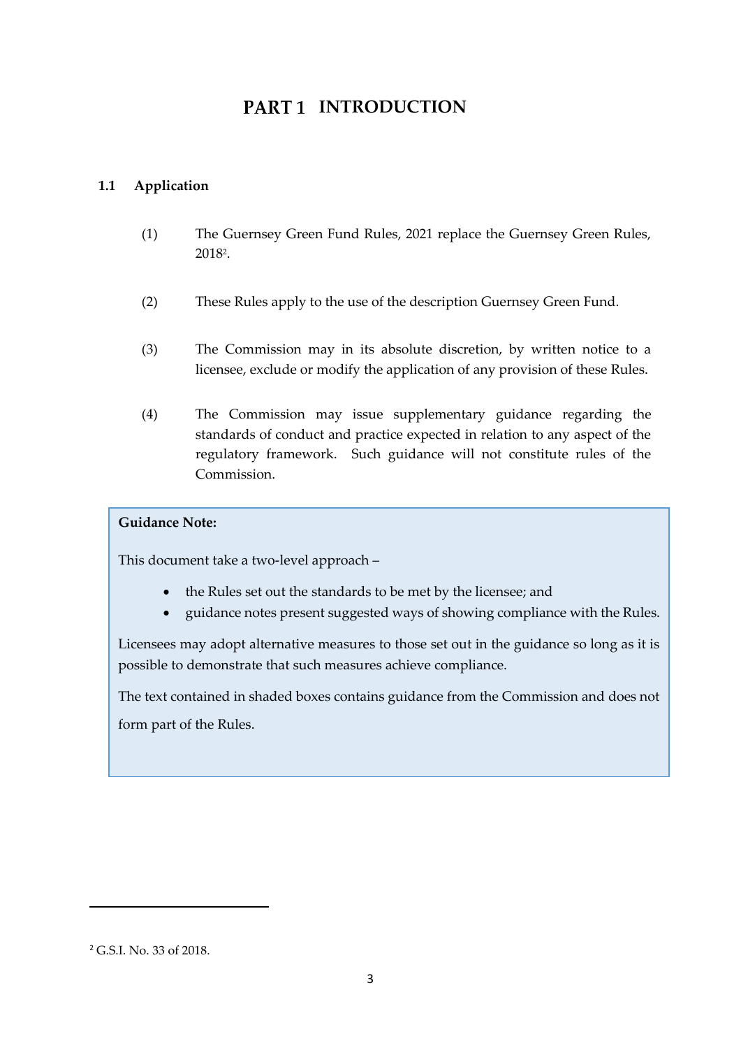# PART 1 INTRODUCTION

## 1.1 Application

(1) The Guernsey Green Fund Rules, 2021 replace the Guernsey Green Rules, 2018[2].

(2) These Rules apply to the use of the description Guernsey Green Fund.

(3) The Commission may in its absolute discretion, by written notice to a licensee, exclude or modify the application of any provision of these Rules.

(4) The Commission may issue supplementary guidance regarding the standards of conduct and practice expected in relation to any aspect of the regulatory framework. Such guidance will not constitute rules of the Commission.

> **Guidance Note:**
>
> This document take a two-level approach –
>
> - the Rules set out the standards to be met by the licensee; and
> - guidance notes present suggested ways of showing compliance with the Rules.
>
> Licensees may adopt alternative measures to those set out in the guidance so long as it is possible to demonstrate that such measures achieve compliance.
>
> The text contained in shaded boxes contains guidance from the Commission and does not form part of the Rules.

---

[2] G.S.I. No. 33 of 2018.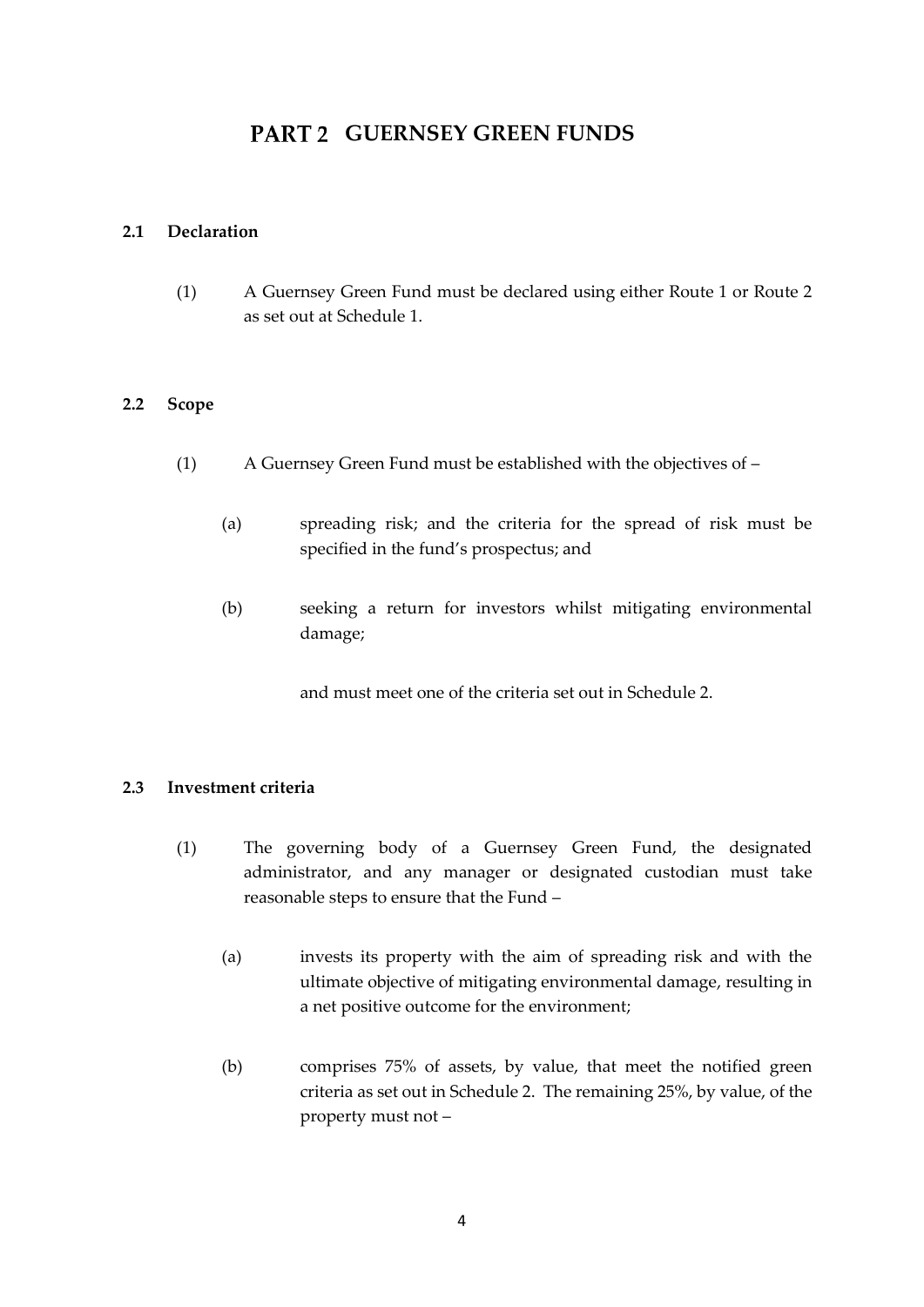# PART 2 GUERNSEY GREEN FUNDS

## 2.1 Declaration

(1) A Guernsey Green Fund must be declared using either Route 1 or Route 2 as set out at Schedule 1.

## 2.2 Scope

(1) A Guernsey Green Fund must be established with the objectives of –

(a) spreading risk; and the criteria for the spread of risk must be specified in the fund's prospectus; and

(b) seeking a return for investors whilst mitigating environmental damage;

and must meet one of the criteria set out in Schedule 2.

## 2.3 Investment criteria

(1) The governing body of a Guernsey Green Fund, the designated administrator, and any manager or designated custodian must take reasonable steps to ensure that the Fund –

(a) invests its property with the aim of spreading risk and with the ultimate objective of mitigating environmental damage, resulting in a net positive outcome for the environment;

(b) comprises 75% of assets, by value, that meet the notified green criteria as set out in Schedule 2. The remaining 25%, by value, of the property must not –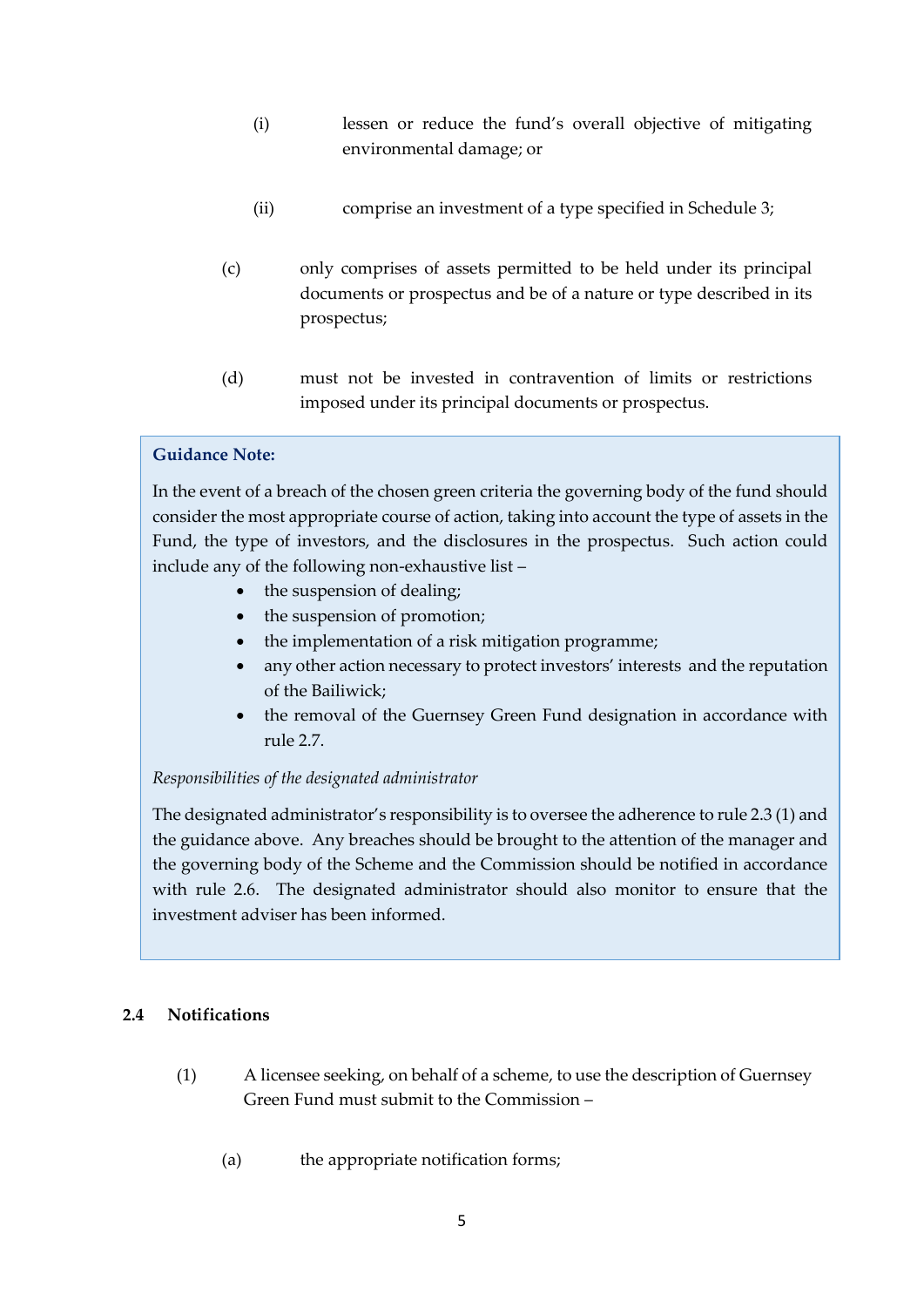(i) lessen or reduce the fund's overall objective of mitigating environmental damage; or

(ii) comprise an investment of a type specified in Schedule 3;

(c) only comprises of assets permitted to be held under its principal documents or prospectus and be of a nature or type described in its prospectus;

(d) must not be invested in contravention of limits or restrictions imposed under its principal documents or prospectus.

> **Guidance Note:**
>
> In the event of a breach of the chosen green criteria the governing body of the fund should consider the most appropriate course of action, taking into account the type of assets in the Fund, the type of investors, and the disclosures in the prospectus. Such action could include any of the following non-exhaustive list –
>
> - the suspension of dealing;
> - the suspension of promotion;
> - the implementation of a risk mitigation programme;
> - any other action necessary to protect investors' interests and the reputation of the Bailiwick;
> - the removal of the Guernsey Green Fund designation in accordance with rule 2.7.
>
> *Responsibilities of the designated administrator*
>
> The designated administrator's responsibility is to oversee the adherence to rule 2.3 (1) and the guidance above. Any breaches should be brought to the attention of the manager and the governing body of the Scheme and the Commission should be notified in accordance with rule 2.6. The designated administrator should also monitor to ensure that the investment adviser has been informed.

### 2.4 Notifications

(1) A licensee seeking, on behalf of a scheme, to use the description of Guernsey Green Fund must submit to the Commission –

(a) the appropriate notification forms;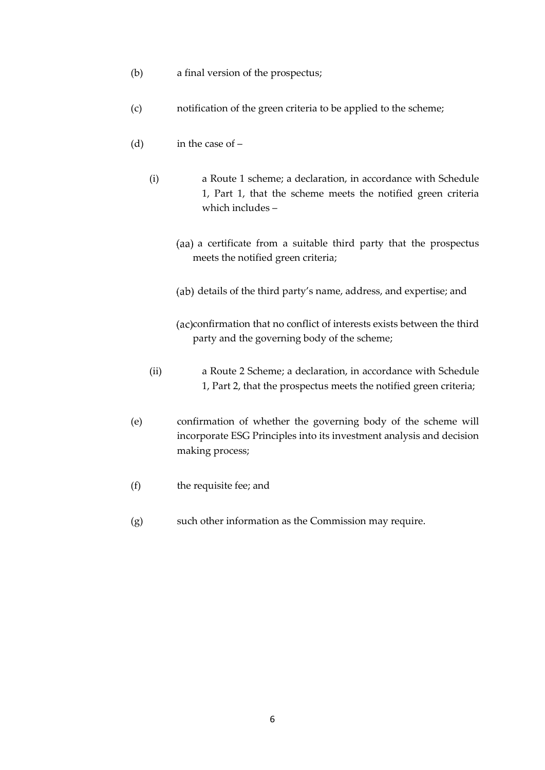(b) a final version of the prospectus;

(c) notification of the green criteria to be applied to the scheme;

(d) in the case of –

- (i) a Route 1 scheme; a declaration, in accordance with Schedule 1, Part 1, that the scheme meets the notified green criteria which includes –

  - (aa) a certificate from a suitable third party that the prospectus meets the notified green criteria;

  - (ab) details of the third party's name, address, and expertise; and

  - (ac) confirmation that no conflict of interests exists between the third party and the governing body of the scheme;

- (ii) a Route 2 Scheme; a declaration, in accordance with Schedule 1, Part 2, that the prospectus meets the notified green criteria;

(e) confirmation of whether the governing body of the scheme will incorporate ESG Principles into its investment analysis and decision making process;

(f) the requisite fee; and

(g) such other information as the Commission may require.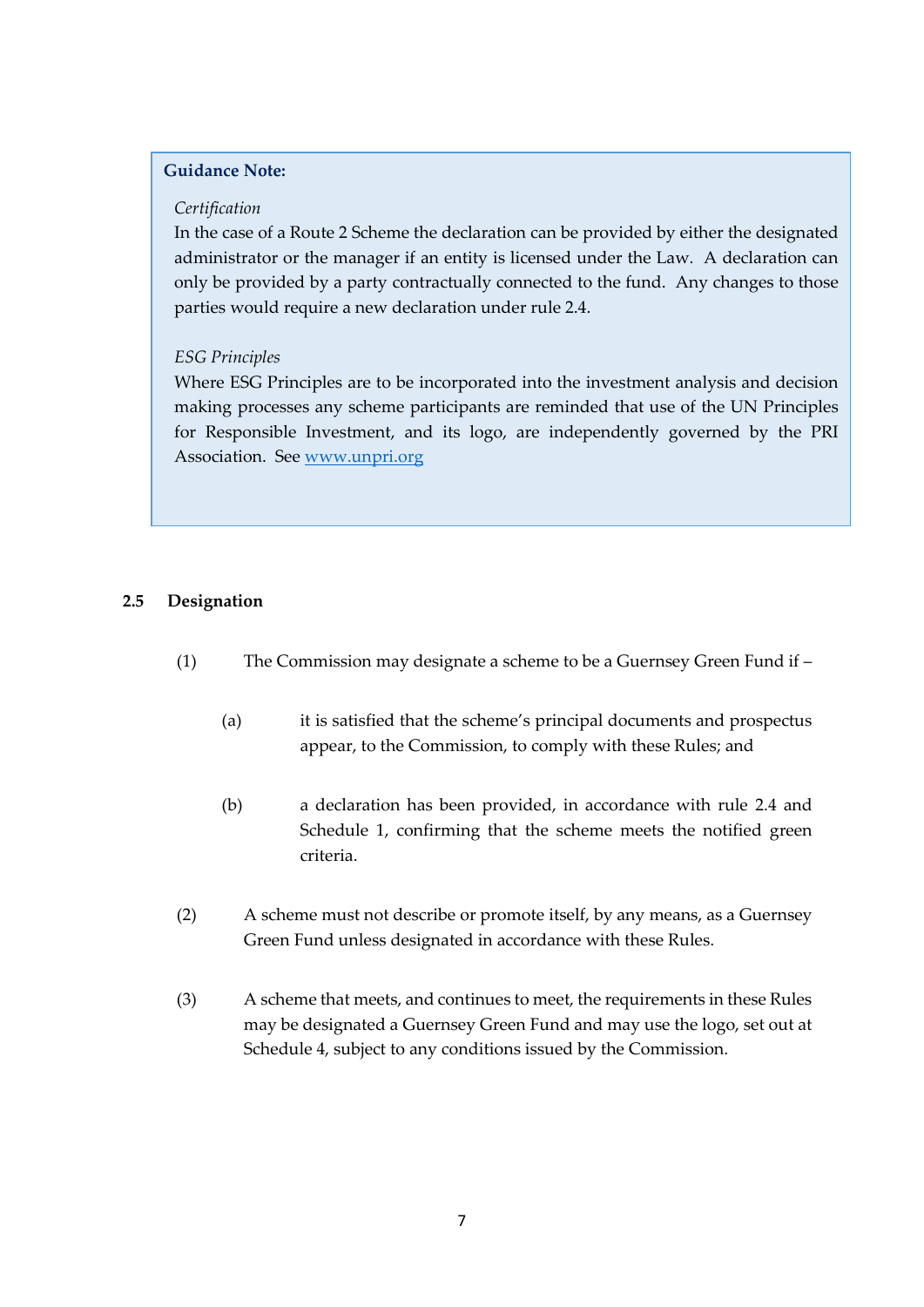> **Guidance Note:**
>
> *Certification*
>
> In the case of a Route 2 Scheme the declaration can be provided by either the designated administrator or the manager if an entity is licensed under the Law. A declaration can only be provided by a party contractually connected to the fund. Any changes to those parties would require a new declaration under rule 2.4.
>
> *ESG Principles*
>
> Where ESG Principles are to be incorporated into the investment analysis and decision making processes any scheme participants are reminded that use of the UN Principles for Responsible Investment, and its logo, are independently governed by the PRI Association. See [www.unpri.org](http://www.unpri.org)

### 2.5 Designation

(1) The Commission may designate a scheme to be a Guernsey Green Fund if –

(a) it is satisfied that the scheme's principal documents and prospectus appear, to the Commission, to comply with these Rules; and

(b) a declaration has been provided, in accordance with rule 2.4 and Schedule 1, confirming that the scheme meets the notified green criteria.

(2) A scheme must not describe or promote itself, by any means, as a Guernsey Green Fund unless designated in accordance with these Rules.

(3) A scheme that meets, and continues to meet, the requirements in these Rules may be designated a Guernsey Green Fund and may use the logo, set out at Schedule 4, subject to any conditions issued by the Commission.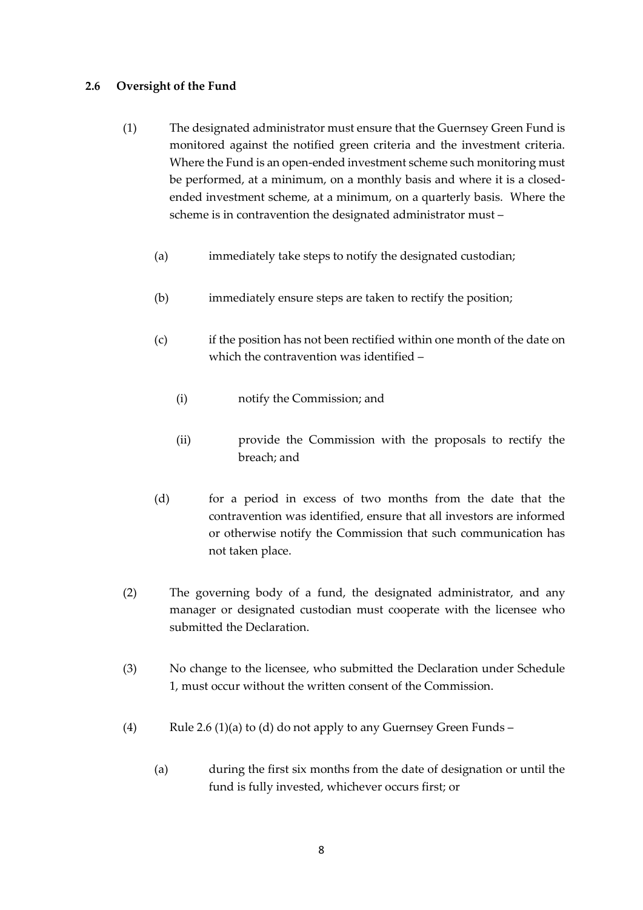## 2.6 Oversight of the Fund

(1) The designated administrator must ensure that the Guernsey Green Fund is monitored against the notified green criteria and the investment criteria. Where the Fund is an open-ended investment scheme such monitoring must be performed, at a minimum, on a monthly basis and where it is a closed-ended investment scheme, at a minimum, on a quarterly basis. Where the scheme is in contravention the designated administrator must –

(a) immediately take steps to notify the designated custodian;

(b) immediately ensure steps are taken to rectify the position;

(c) if the position has not been rectified within one month of the date on which the contravention was identified –

(i) notify the Commission; and

(ii) provide the Commission with the proposals to rectify the breach; and

(d) for a period in excess of two months from the date that the contravention was identified, ensure that all investors are informed or otherwise notify the Commission that such communication has not taken place.

(2) The governing body of a fund, the designated administrator, and any manager or designated custodian must cooperate with the licensee who submitted the Declaration.

(3) No change to the licensee, who submitted the Declaration under Schedule 1, must occur without the written consent of the Commission.

(4) Rule 2.6 (1)(a) to (d) do not apply to any Guernsey Green Funds –

(a) during the first six months from the date of designation or until the fund is fully invested, whichever occurs first; or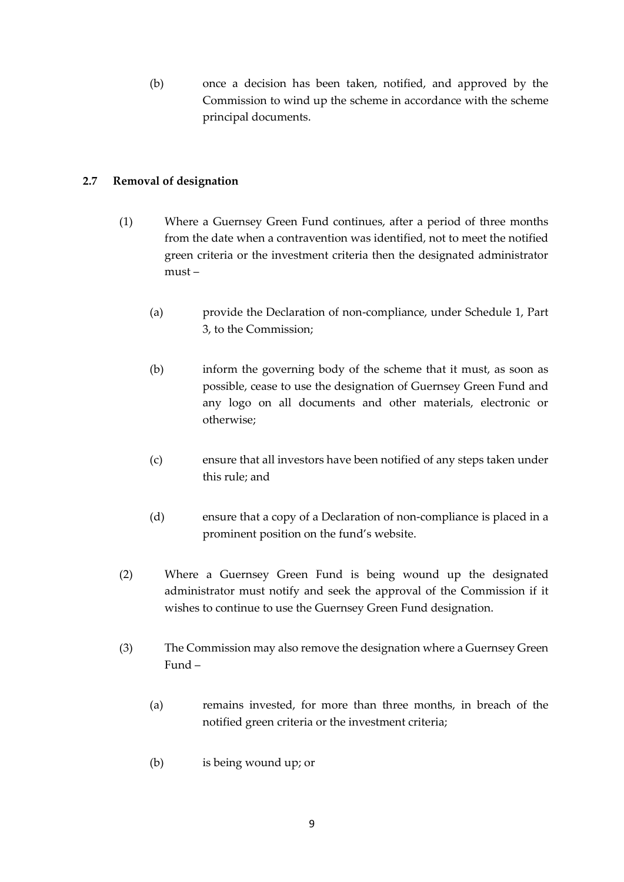(b) once a decision has been taken, notified, and approved by the Commission to wind up the scheme in accordance with the scheme principal documents.

## 2.7 Removal of designation

(1) Where a Guernsey Green Fund continues, after a period of three months from the date when a contravention was identified, not to meet the notified green criteria or the investment criteria then the designated administrator must –

(a) provide the Declaration of non-compliance, under Schedule 1, Part 3, to the Commission;

(b) inform the governing body of the scheme that it must, as soon as possible, cease to use the designation of Guernsey Green Fund and any logo on all documents and other materials, electronic or otherwise;

(c) ensure that all investors have been notified of any steps taken under this rule; and

(d) ensure that a copy of a Declaration of non-compliance is placed in a prominent position on the fund's website.

(2) Where a Guernsey Green Fund is being wound up the designated administrator must notify and seek the approval of the Commission if it wishes to continue to use the Guernsey Green Fund designation.

(3) The Commission may also remove the designation where a Guernsey Green Fund –

(a) remains invested, for more than three months, in breach of the notified green criteria or the investment criteria;

(b) is being wound up; or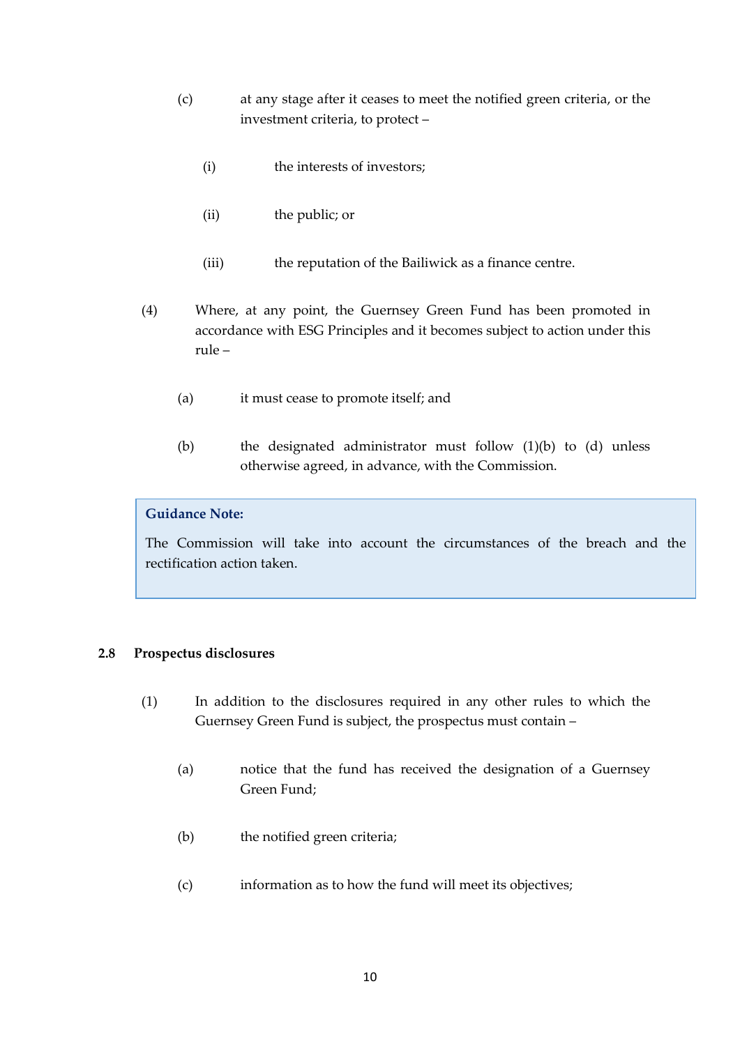(c) at any stage after it ceases to meet the notified green criteria, or the investment criteria, to protect –

(i) the interests of investors;

(ii) the public; or

(iii) the reputation of the Bailiwick as a finance centre.

(4) Where, at any point, the Guernsey Green Fund has been promoted in accordance with ESG Principles and it becomes subject to action under this rule –

(a) it must cease to promote itself; and

(b) the designated administrator must follow (1)(b) to (d) unless otherwise agreed, in advance, with the Commission.

> **Guidance Note:**
>
> The Commission will take into account the circumstances of the breach and the rectification action taken.

### 2.8 Prospectus disclosures

(1) In addition to the disclosures required in any other rules to which the Guernsey Green Fund is subject, the prospectus must contain –

(a) notice that the fund has received the designation of a Guernsey Green Fund;

(b) the notified green criteria;

(c) information as to how the fund will meet its objectives;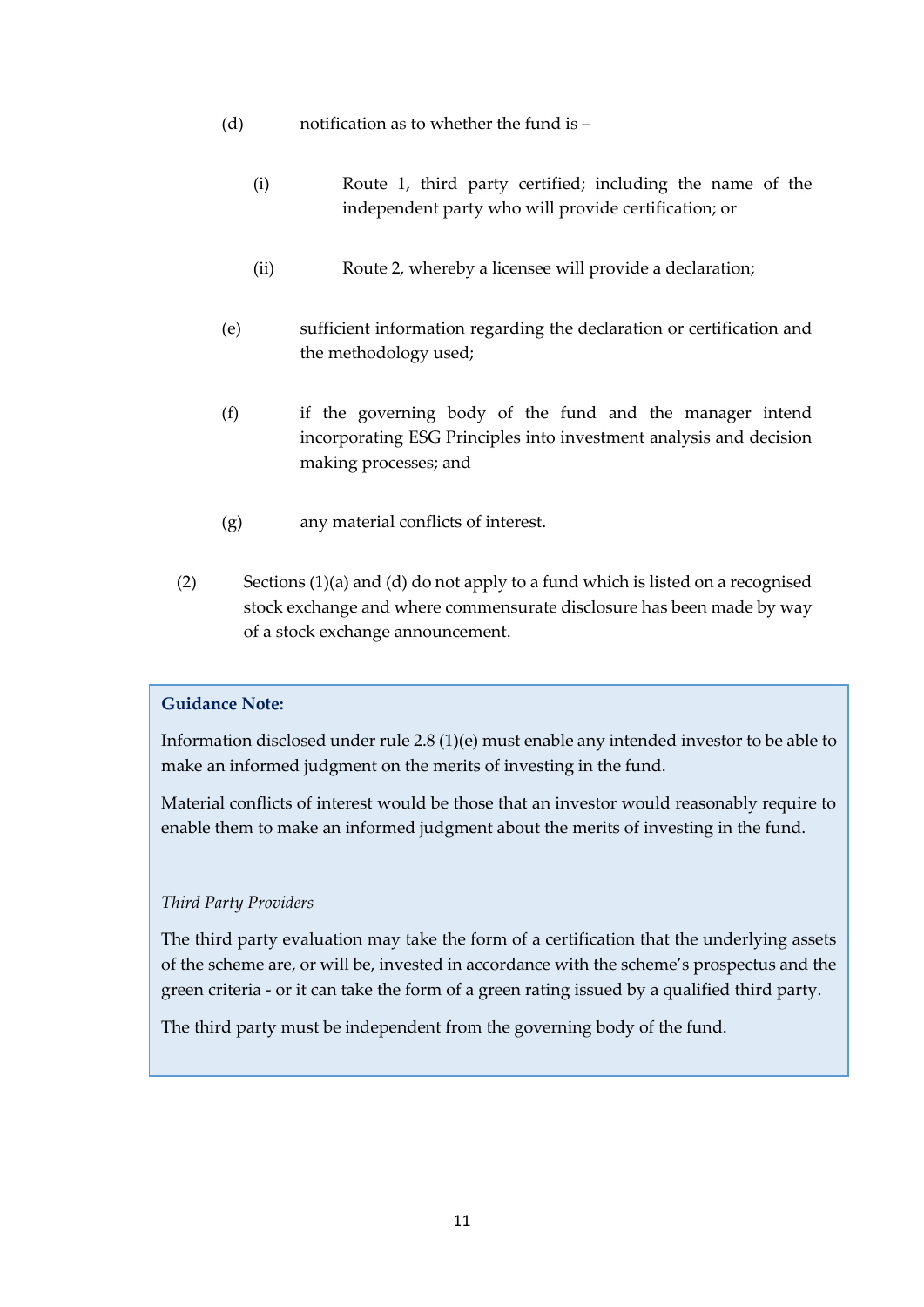(d) notification as to whether the fund is –

   (i) Route 1, third party certified; including the name of the independent party who will provide certification; or

   (ii) Route 2, whereby a licensee will provide a declaration;

(e) sufficient information regarding the declaration or certification and the methodology used;

(f) if the governing body of the fund and the manager intend incorporating ESG Principles into investment analysis and decision making processes; and

(g) any material conflicts of interest.

(2) Sections (1)(a) and (d) do not apply to a fund which is listed on a recognised stock exchange and where commensurate disclosure has been made by way of a stock exchange announcement.

> **Guidance Note:**
>
> Information disclosed under rule 2.8 (1)(e) must enable any intended investor to be able to make an informed judgment on the merits of investing in the fund.
>
> Material conflicts of interest would be those that an investor would reasonably require to enable them to make an informed judgment about the merits of investing in the fund.
>
> *Third Party Providers*
>
> The third party evaluation may take the form of a certification that the underlying assets of the scheme are, or will be, invested in accordance with the scheme's prospectus and the green criteria - or it can take the form of a green rating issued by a qualified third party.
>
> The third party must be independent from the governing body of the fund.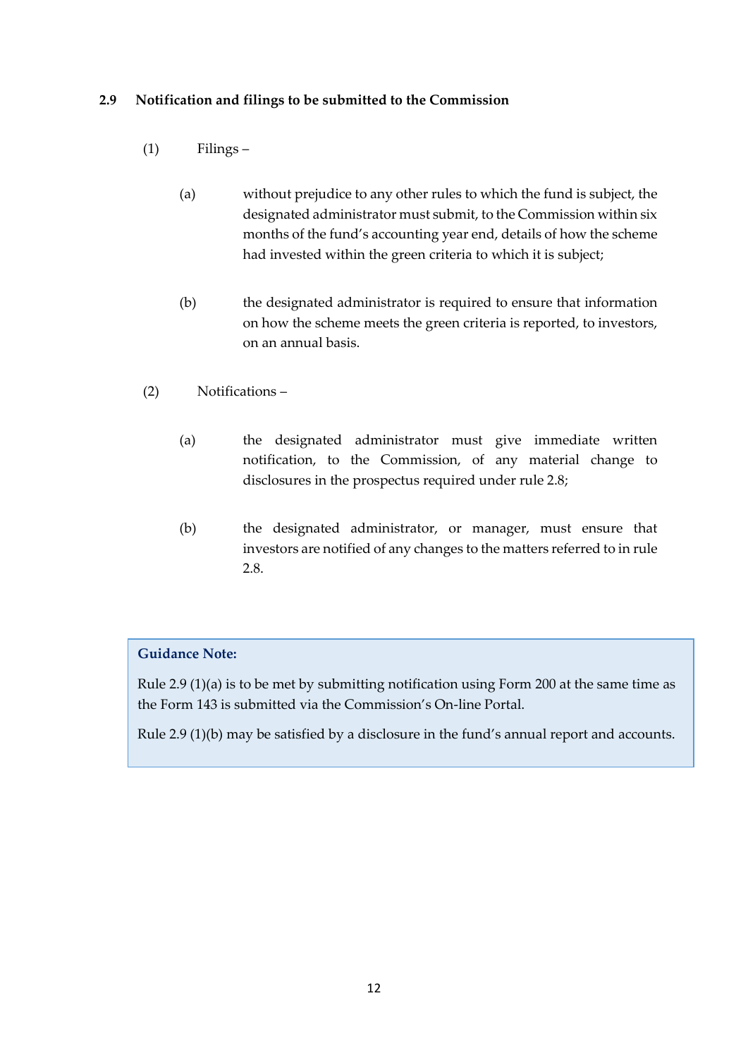### 2.9 Notification and filings to be submitted to the Commission

(1) Filings –

(a) without prejudice to any other rules to which the fund is subject, the designated administrator must submit, to the Commission within six months of the fund's accounting year end, details of how the scheme had invested within the green criteria to which it is subject;

(b) the designated administrator is required to ensure that information on how the scheme meets the green criteria is reported, to investors, on an annual basis.

(2) Notifications –

(a) the designated administrator must give immediate written notification, to the Commission, of any material change to disclosures in the prospectus required under rule 2.8;

(b) the designated administrator, or manager, must ensure that investors are notified of any changes to the matters referred to in rule 2.8.

> **Guidance Note:**
>
> Rule 2.9 (1)(a) is to be met by submitting notification using Form 200 at the same time as the Form 143 is submitted via the Commission's On-line Portal.
>
> Rule 2.9 (1)(b) may be satisfied by a disclosure in the fund's annual report and accounts.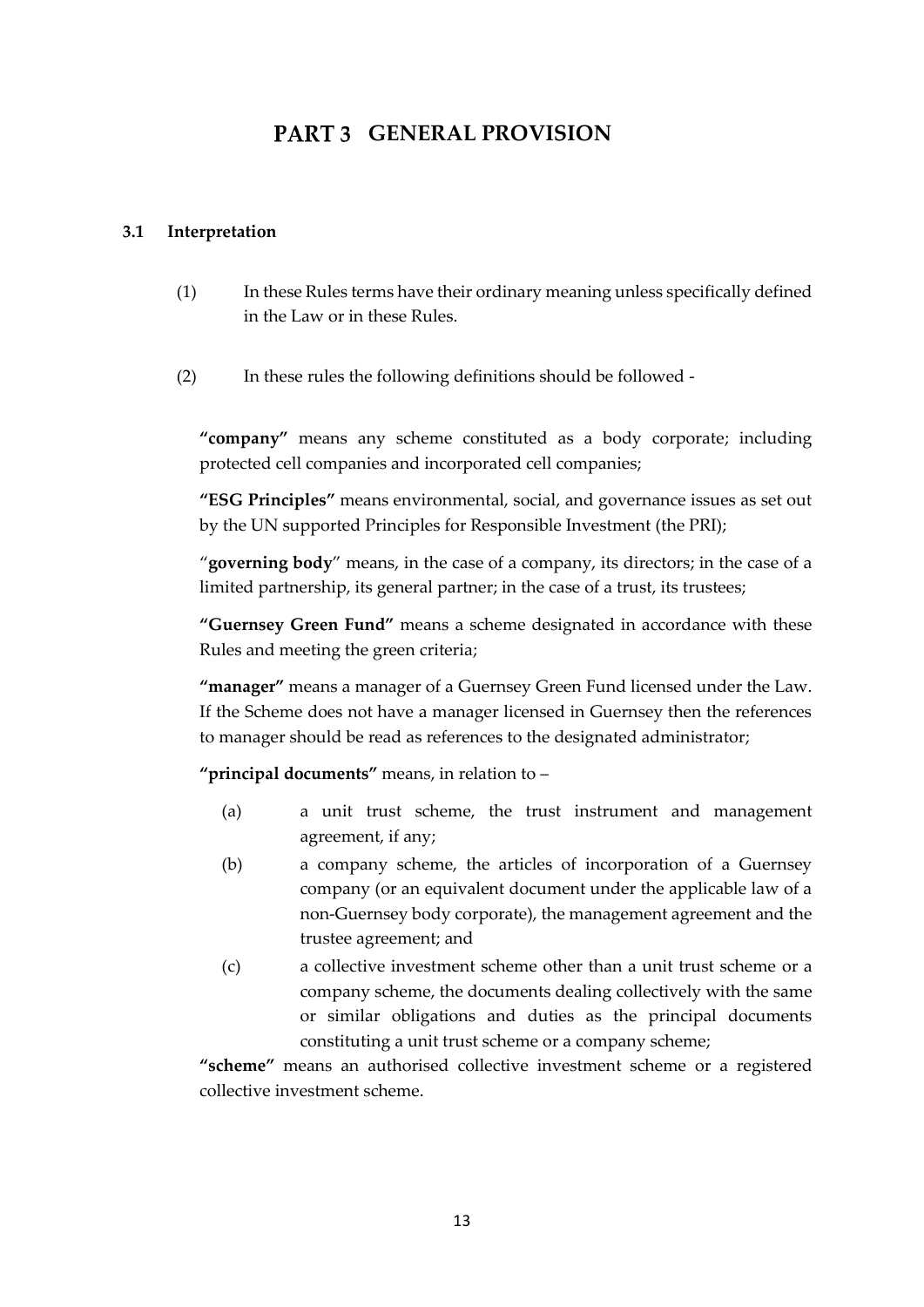# PART 3 GENERAL PROVISION

### 3.1 Interpretation

(1) In these Rules terms have their ordinary meaning unless specifically defined in the Law or in these Rules.

(2) In these rules the following definitions should be followed -

**"company"** means any scheme constituted as a body corporate; including protected cell companies and incorporated cell companies;

**"ESG Principles"** means environmental, social, and governance issues as set out by the UN supported Principles for Responsible Investment (the PRI);

"**governing body**" means, in the case of a company, its directors; in the case of a limited partnership, its general partner; in the case of a trust, its trustees;

**"Guernsey Green Fund"** means a scheme designated in accordance with these Rules and meeting the green criteria;

**"manager"** means a manager of a Guernsey Green Fund licensed under the Law. If the Scheme does not have a manager licensed in Guernsey then the references to manager should be read as references to the designated administrator;

**"principal documents"** means, in relation to –

(a) a unit trust scheme, the trust instrument and management agreement, if any;

(b) a company scheme, the articles of incorporation of a Guernsey company (or an equivalent document under the applicable law of a non-Guernsey body corporate), the management agreement and the trustee agreement; and

(c) a collective investment scheme other than a unit trust scheme or a company scheme, the documents dealing collectively with the same or similar obligations and duties as the principal documents constituting a unit trust scheme or a company scheme;

**"scheme"** means an authorised collective investment scheme or a registered collective investment scheme.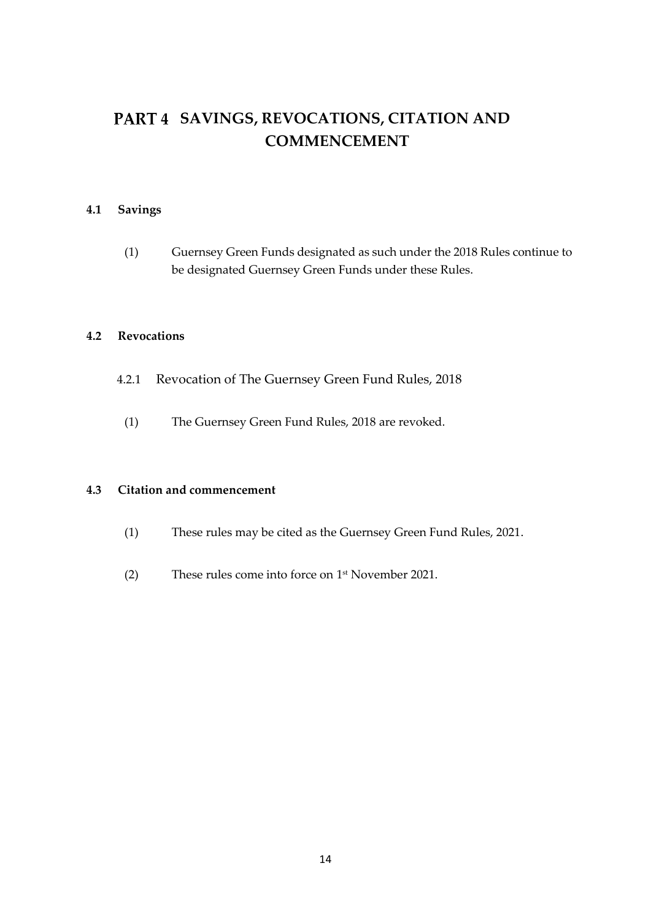# PART 4 SAVINGS, REVOCATIONS, CITATION AND COMMENCEMENT

### 4.1 Savings

(1) Guernsey Green Funds designated as such under the 2018 Rules continue to be designated Guernsey Green Funds under these Rules.

### 4.2 Revocations

#### 4.2.1 Revocation of The Guernsey Green Fund Rules, 2018

(1) The Guernsey Green Fund Rules, 2018 are revoked.

### 4.3 Citation and commencement

(1) These rules may be cited as the Guernsey Green Fund Rules, 2021.

(2) These rules come into force on 1st November 2021.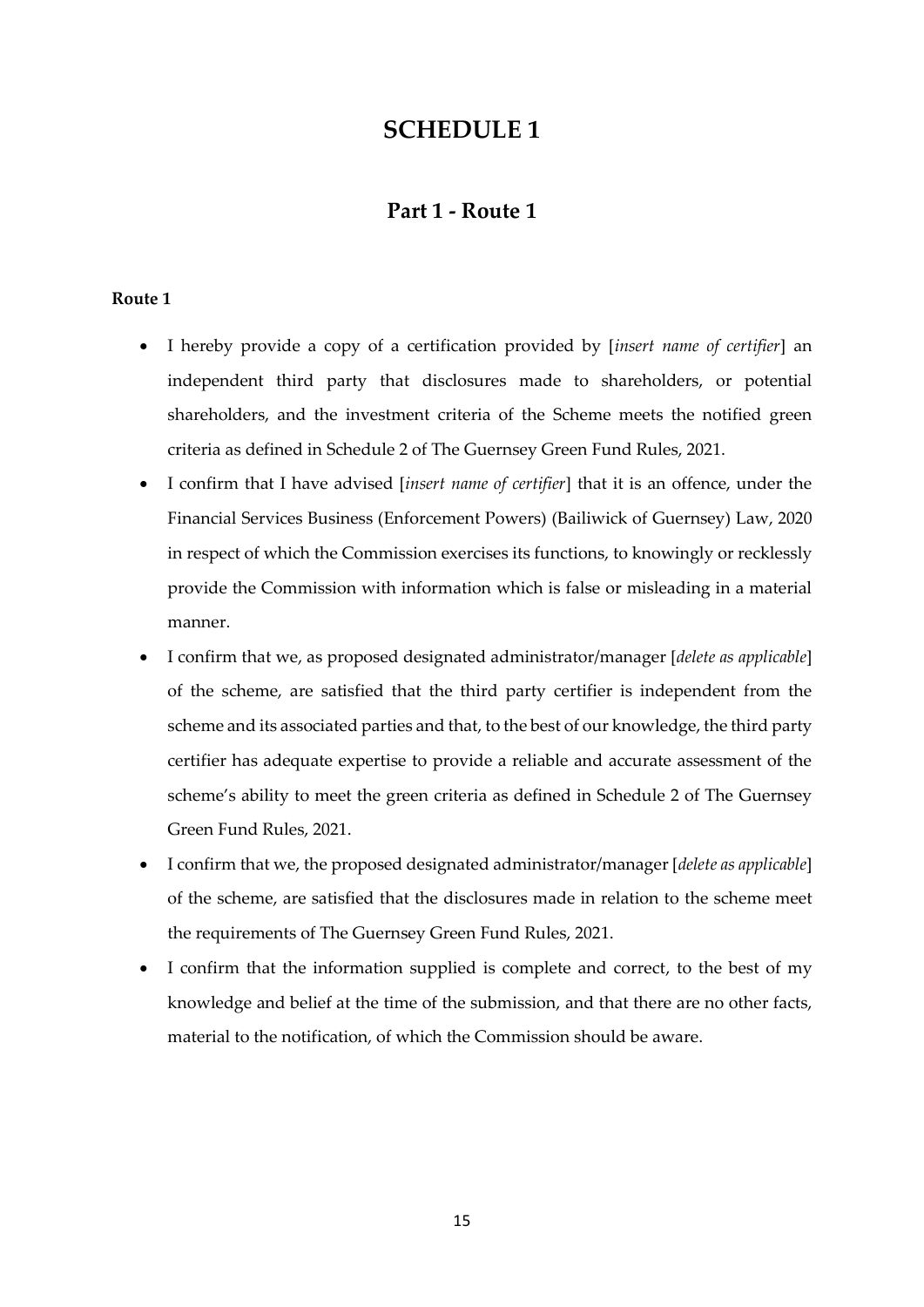# SCHEDULE 1

## Part 1 - Route 1

**Route 1**

- I hereby provide a copy of a certification provided by [*insert name of certifier*] an independent third party that disclosures made to shareholders, or potential shareholders, and the investment criteria of the Scheme meets the notified green criteria as defined in Schedule 2 of The Guernsey Green Fund Rules, 2021.
- I confirm that I have advised [*insert name of certifier*] that it is an offence, under the Financial Services Business (Enforcement Powers) (Bailiwick of Guernsey) Law, 2020 in respect of which the Commission exercises its functions, to knowingly or recklessly provide the Commission with information which is false or misleading in a material manner.
- I confirm that we, as proposed designated administrator/manager [*delete as applicable*] of the scheme, are satisfied that the third party certifier is independent from the scheme and its associated parties and that, to the best of our knowledge, the third party certifier has adequate expertise to provide a reliable and accurate assessment of the scheme's ability to meet the green criteria as defined in Schedule 2 of The Guernsey Green Fund Rules, 2021.
- I confirm that we, the proposed designated administrator/manager [*delete as applicable*] of the scheme, are satisfied that the disclosures made in relation to the scheme meet the requirements of The Guernsey Green Fund Rules, 2021.
- I confirm that the information supplied is complete and correct, to the best of my knowledge and belief at the time of the submission, and that there are no other facts, material to the notification, of which the Commission should be aware.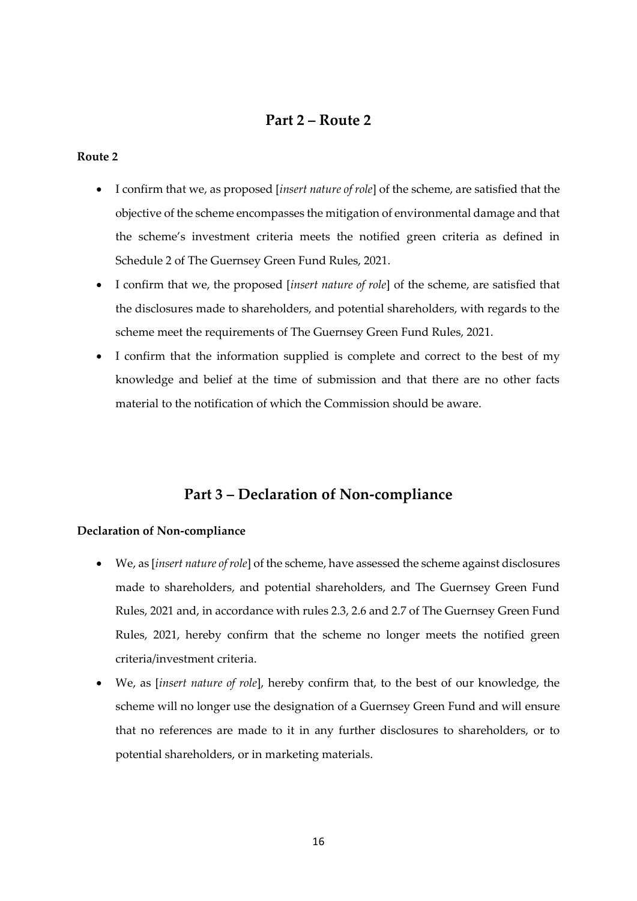## Part 2 – Route 2

**Route 2**

- I confirm that we, as proposed [*insert nature of role*] of the scheme, are satisfied that the objective of the scheme encompasses the mitigation of environmental damage and that the scheme's investment criteria meets the notified green criteria as defined in Schedule 2 of The Guernsey Green Fund Rules, 2021.
- I confirm that we, the proposed [*insert nature of role*] of the scheme, are satisfied that the disclosures made to shareholders, and potential shareholders, with regards to the scheme meet the requirements of The Guernsey Green Fund Rules, 2021.
- I confirm that the information supplied is complete and correct to the best of my knowledge and belief at the time of submission and that there are no other facts material to the notification of which the Commission should be aware.

## Part 3 – Declaration of Non-compliance

**Declaration of Non-compliance**

- We, as [*insert nature of role*] of the scheme, have assessed the scheme against disclosures made to shareholders, and potential shareholders, and The Guernsey Green Fund Rules, 2021 and, in accordance with rules 2.3, 2.6 and 2.7 of The Guernsey Green Fund Rules, 2021, hereby confirm that the scheme no longer meets the notified green criteria/investment criteria.
- We, as [*insert nature of role*], hereby confirm that, to the best of our knowledge, the scheme will no longer use the designation of a Guernsey Green Fund and will ensure that no references are made to it in any further disclosures to shareholders, or to potential shareholders, or in marketing materials.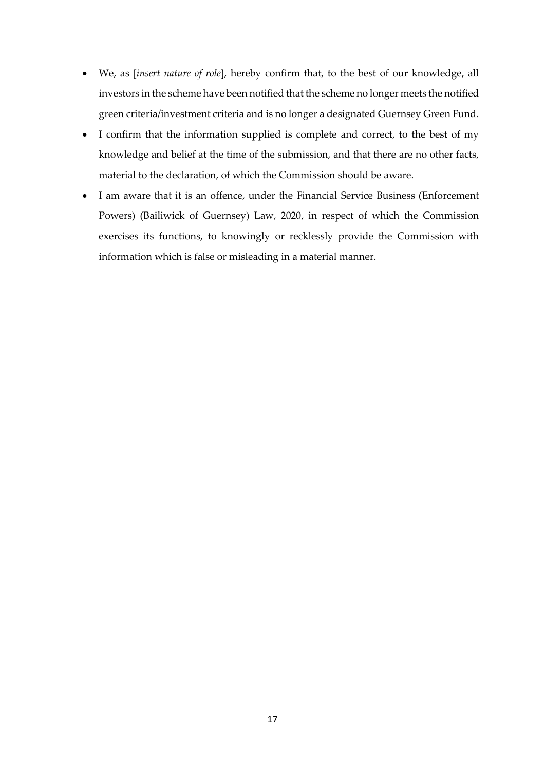- We, as [*insert nature of role*], hereby confirm that, to the best of our knowledge, all investors in the scheme have been notified that the scheme no longer meets the notified green criteria/investment criteria and is no longer a designated Guernsey Green Fund.
- I confirm that the information supplied is complete and correct, to the best of my knowledge and belief at the time of the submission, and that there are no other facts, material to the declaration, of which the Commission should be aware.
- I am aware that it is an offence, under the Financial Service Business (Enforcement Powers) (Bailiwick of Guernsey) Law, 2020, in respect of which the Commission exercises its functions, to knowingly or recklessly provide the Commission with information which is false or misleading in a material manner.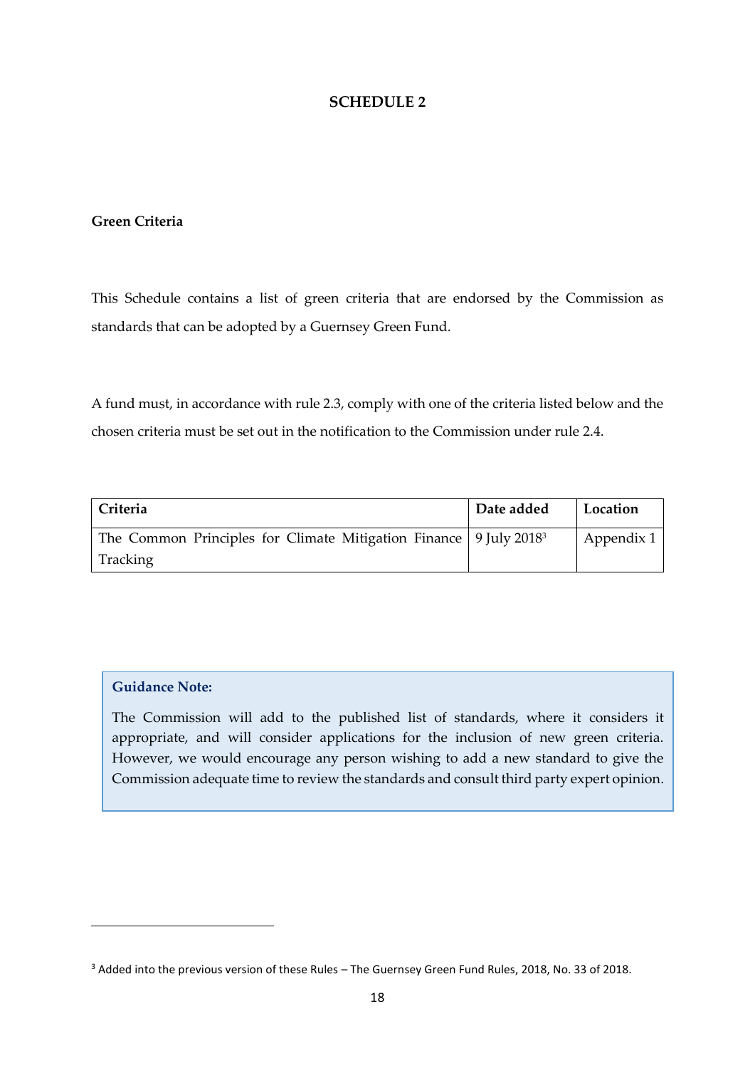# SCHEDULE 2

**Green Criteria**

This Schedule contains a list of green criteria that are endorsed by the Commission as standards that can be adopted by a Guernsey Green Fund.

A fund must, in accordance with rule 2.3, comply with one of the criteria listed below and the chosen criteria must be set out in the notification to the Commission under rule 2.4.

| Criteria | Date added | Location |
| --- | --- | --- |
| The Common Principles for Climate Mitigation Finance Tracking | 9 July 2018[3] | Appendix 1 |

> **Guidance Note:**
>
> The Commission will add to the published list of standards, where it considers it appropriate, and will consider applications for the inclusion of new green criteria. However, we would encourage any person wishing to add a new standard to give the Commission adequate time to review the standards and consult third party expert opinion.

[3] Added into the previous version of these Rules – The Guernsey Green Fund Rules, 2018, No. 33 of 2018.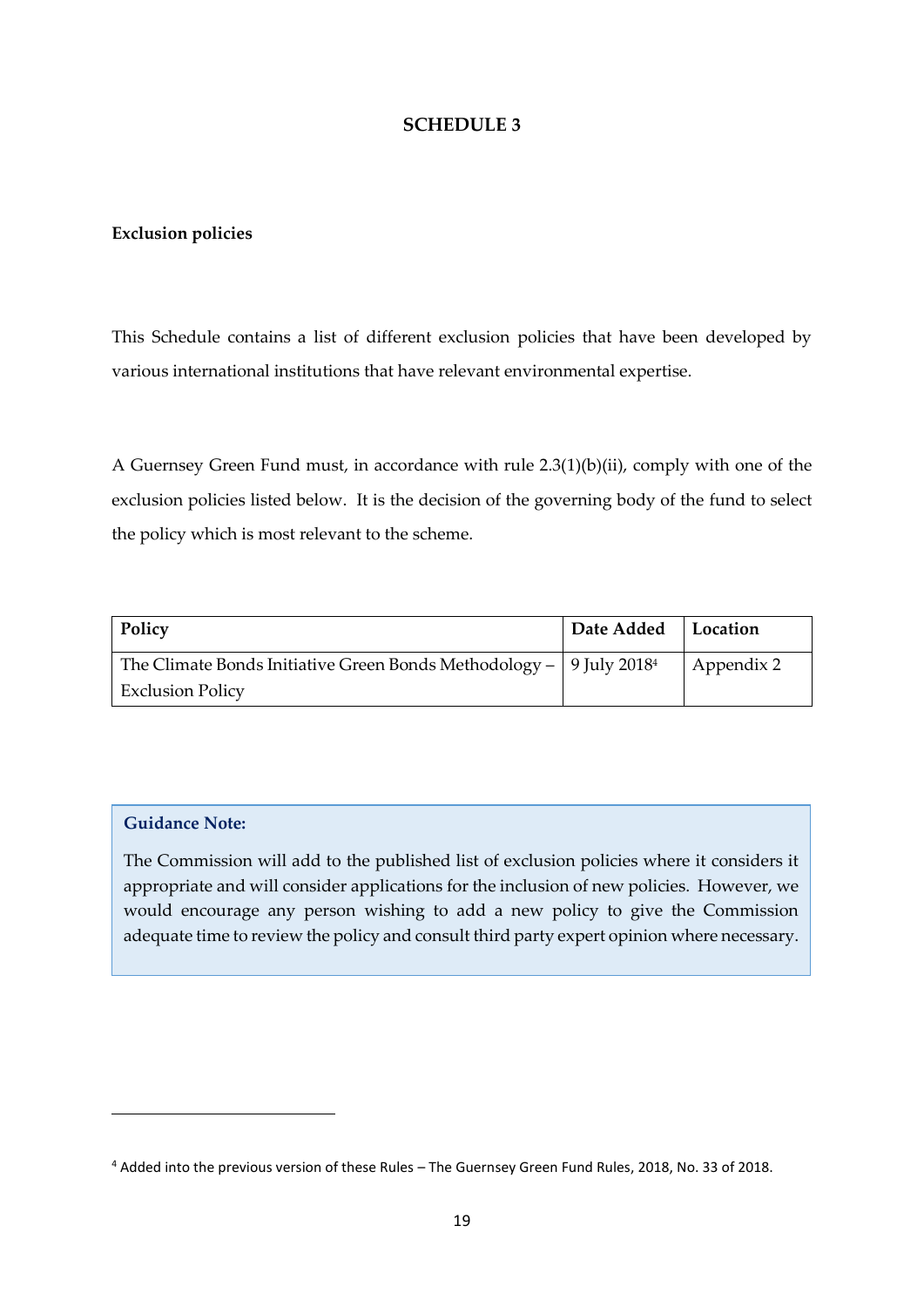# SCHEDULE 3

**Exclusion policies**

This Schedule contains a list of different exclusion policies that have been developed by various international institutions that have relevant environmental expertise.

A Guernsey Green Fund must, in accordance with rule 2.3(1)(b)(ii), comply with one of the exclusion policies listed below. It is the decision of the governing body of the fund to select the policy which is most relevant to the scheme.

| **Policy** | **Date Added** | **Location** |
|---|---|---|
| The Climate Bonds Initiative Green Bonds Methodology – Exclusion Policy | 9 July 2018[4] | Appendix 2 |

> **Guidance Note:**
>
> The Commission will add to the published list of exclusion policies where it considers it appropriate and will consider applications for the inclusion of new policies. However, we would encourage any person wishing to add a new policy to give the Commission adequate time to review the policy and consult third party expert opinion where necessary.

[4] Added into the previous version of these Rules – The Guernsey Green Fund Rules, 2018, No. 33 of 2018.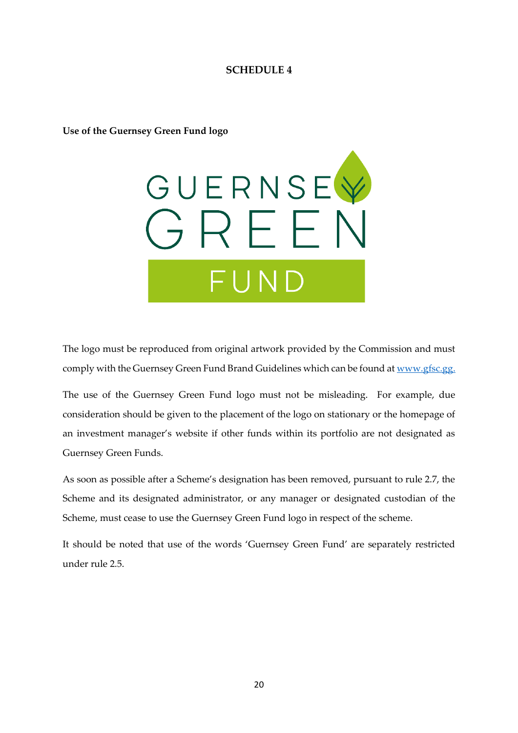# SCHEDULE 4

**Use of the Guernsey Green Fund logo**

The logo must be reproduced from original artwork provided by the Commission and must comply with the Guernsey Green Fund Brand Guidelines which can be found at www.gfsc.gg.

The use of the Guernsey Green Fund logo must not be misleading. For example, due consideration should be given to the placement of the logo on stationary or the homepage of an investment manager's website if other funds within its portfolio are not designated as Guernsey Green Funds.

As soon as possible after a Scheme's designation has been removed, pursuant to rule 2.7, the Scheme and its designated administrator, or any manager or designated custodian of the Scheme, must cease to use the Guernsey Green Fund logo in respect of the scheme.

It should be noted that use of the words 'Guernsey Green Fund' are separately restricted under rule 2.5.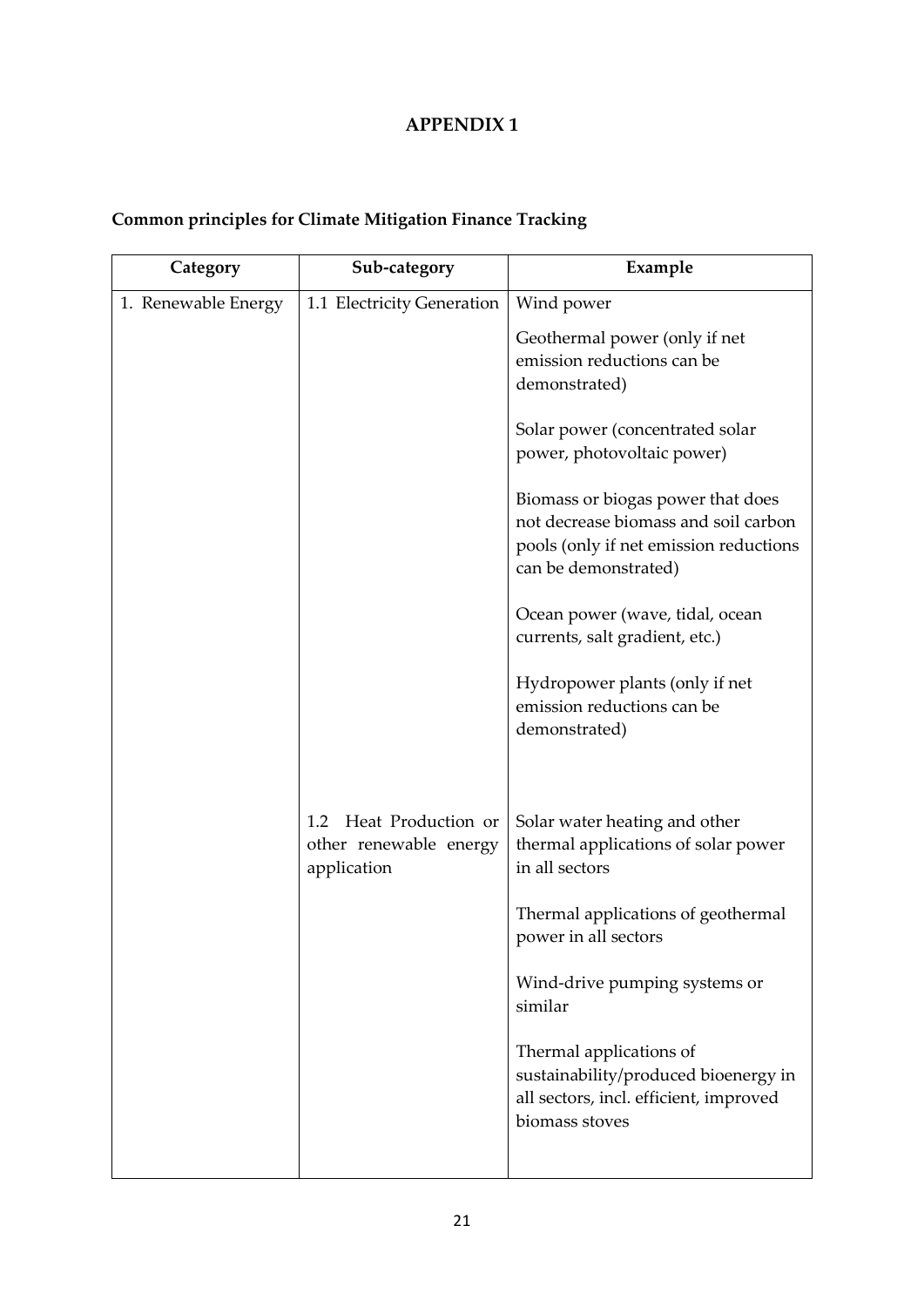# APPENDIX 1

**Common principles for Climate Mitigation Finance Tracking**

| Category | Sub-category | Example |
|---|---|---|
| 1. Renewable Energy | 1.1 Electricity Generation | Wind power |
| | | Geothermal power (only if net emission reductions can be demonstrated) |
| | | Solar power (concentrated solar power, photovoltaic power) |
| | | Biomass or biogas power that does not decrease biomass and soil carbon pools (only if net emission reductions can be demonstrated) |
| | | Ocean power (wave, tidal, ocean currents, salt gradient, etc.) |
| | | Hydropower plants (only if net emission reductions can be demonstrated) |
| | 1.2 Heat Production or other renewable energy application | Solar water heating and other thermal applications of solar power in all sectors |
| | | Thermal applications of geothermal power in all sectors |
| | | Wind-drive pumping systems or similar |
| | | Thermal applications of sustainability/produced bioenergy in all sectors, incl. efficient, improved biomass stoves |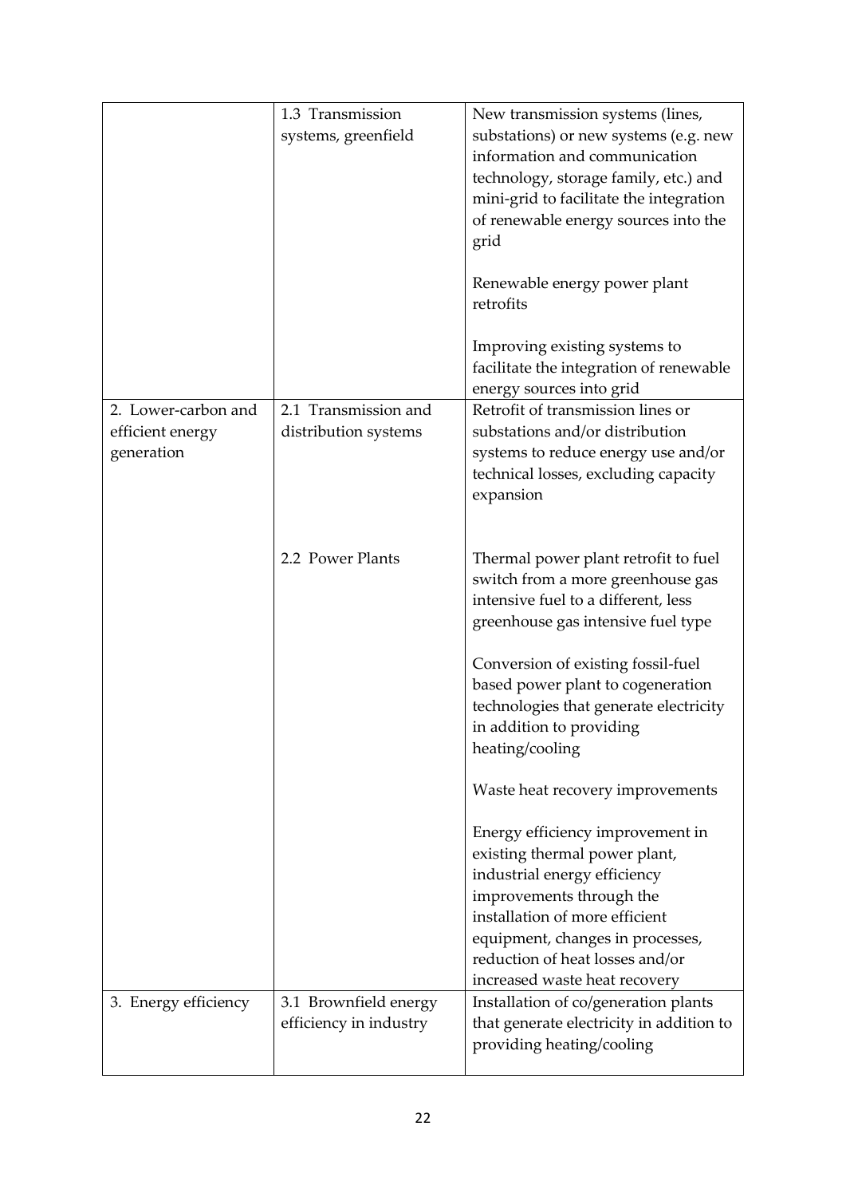| | | |
|---|---|---|
| | 1.3 Transmission systems, greenfield | New transmission systems (lines, substations) or new systems (e.g. new information and communication technology, storage family, etc.) and mini-grid to facilitate the integration of renewable energy sources into the grid<br><br>Renewable energy power plant retrofits<br><br>Improving existing systems to facilitate the integration of renewable energy sources into grid |
| 2. Lower-carbon and efficient energy generation | 2.1 Transmission and distribution systems | Retrofit of transmission lines or substations and/or distribution systems to reduce energy use and/or technical losses, excluding capacity expansion |
| | 2.2 Power Plants | Thermal power plant retrofit to fuel switch from a more greenhouse gas intensive fuel to a different, less greenhouse gas intensive fuel type<br><br>Conversion of existing fossil-fuel based power plant to cogeneration technologies that generate electricity in addition to providing heating/cooling<br><br>Waste heat recovery improvements<br><br>Energy efficiency improvement in existing thermal power plant, industrial energy efficiency improvements through the installation of more efficient equipment, changes in processes, reduction of heat losses and/or increased waste heat recovery |
| 3. Energy efficiency | 3.1 Brownfield energy efficiency in industry | Installation of co/generation plants that generate electricity in addition to providing heating/cooling |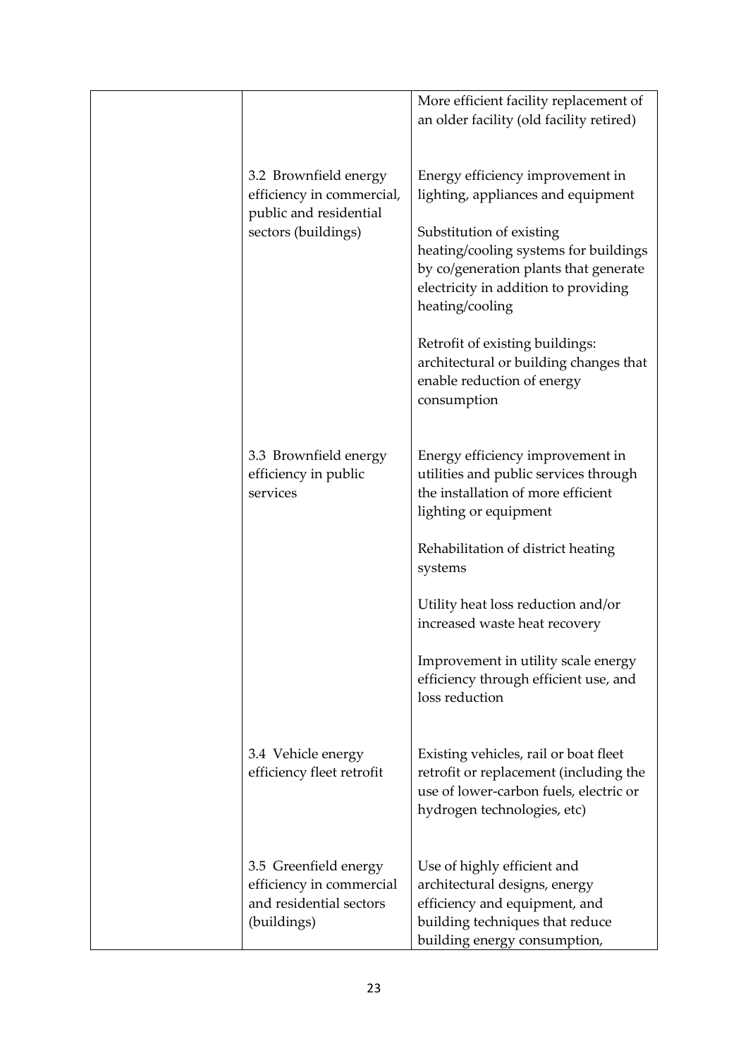|  |  |  |
|---|---|---|
|  |  | More efficient facility replacement of an older facility (old facility retired) |
|  | 3.2 Brownfield energy efficiency in commercial, public and residential sectors (buildings) | Energy efficiency improvement in lighting, appliances and equipment<br><br>Substitution of existing heating/cooling systems for buildings by co/generation plants that generate electricity in addition to providing heating/cooling<br><br>Retrofit of existing buildings: architectural or building changes that enable reduction of energy consumption |
|  | 3.3 Brownfield energy efficiency in public services | Energy efficiency improvement in utilities and public services through the installation of more efficient lighting or equipment<br><br>Rehabilitation of district heating systems<br><br>Utility heat loss reduction and/or increased waste heat recovery<br><br>Improvement in utility scale energy efficiency through efficient use, and loss reduction |
|  | 3.4 Vehicle energy efficiency fleet retrofit | Existing vehicles, rail or boat fleet retrofit or replacement (including the use of lower-carbon fuels, electric or hydrogen technologies, etc) |
|  | 3.5 Greenfield energy efficiency in commercial and residential sectors (buildings) | Use of highly efficient and architectural designs, energy efficiency and equipment, and building techniques that reduce building energy consumption, |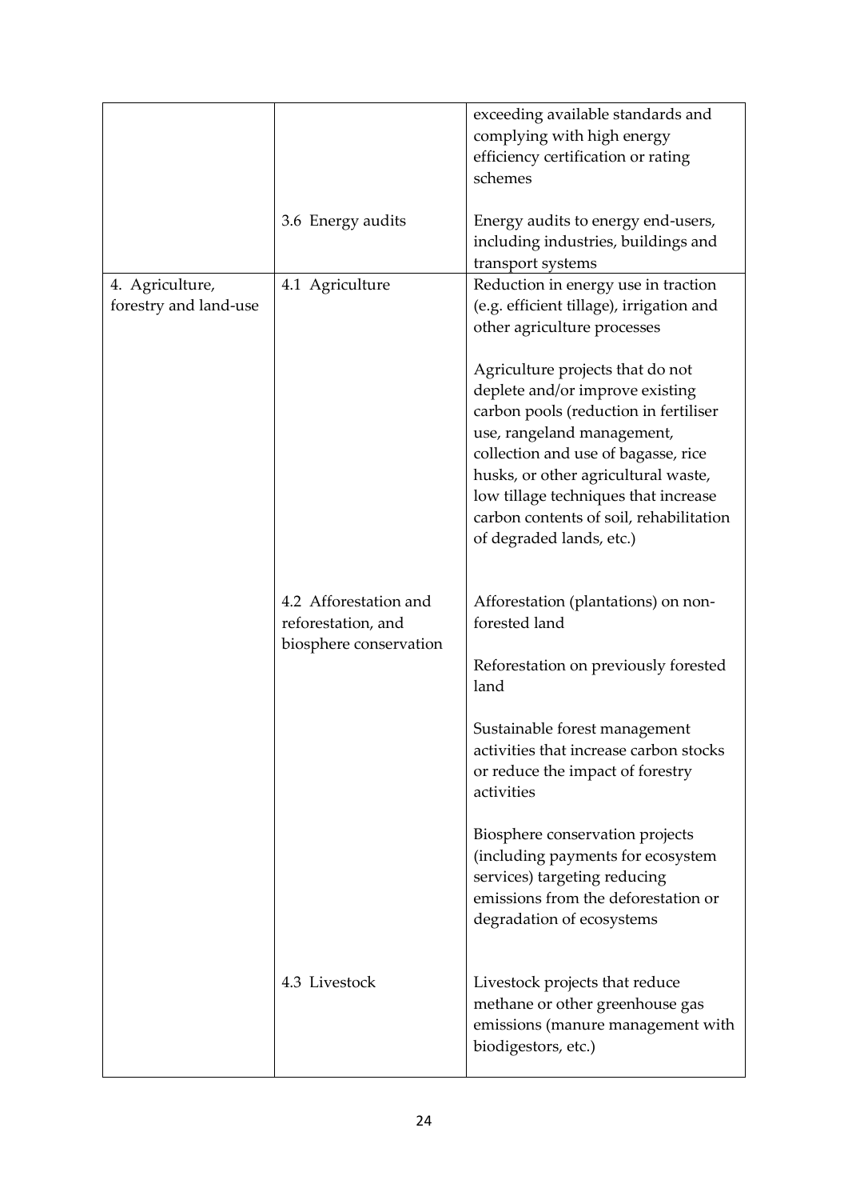| | | |
|---|---|---|
| | | exceeding available standards and complying with high energy efficiency certification or rating schemes |
| | 3.6 Energy audits | Energy audits to energy end-users, including industries, buildings and transport systems |
| 4. Agriculture, forestry and land-use | 4.1 Agriculture | Reduction in energy use in traction (e.g. efficient tillage), irrigation and other agriculture processes<br><br>Agriculture projects that do not deplete and/or improve existing carbon pools (reduction in fertiliser use, rangeland management, collection and use of bagasse, rice husks, or other agricultural waste, low tillage techniques that increase carbon contents of soil, rehabilitation of degraded lands, etc.) |
| | 4.2 Afforestation and reforestation, and biosphere conservation | Afforestation (plantations) on non-forested land<br><br>Reforestation on previously forested land<br><br>Sustainable forest management activities that increase carbon stocks or reduce the impact of forestry activities<br><br>Biosphere conservation projects (including payments for ecosystem services) targeting reducing emissions from the deforestation or degradation of ecosystems |
| | 4.3 Livestock | Livestock projects that reduce methane or other greenhouse gas emissions (manure management with biodigestors, etc.) |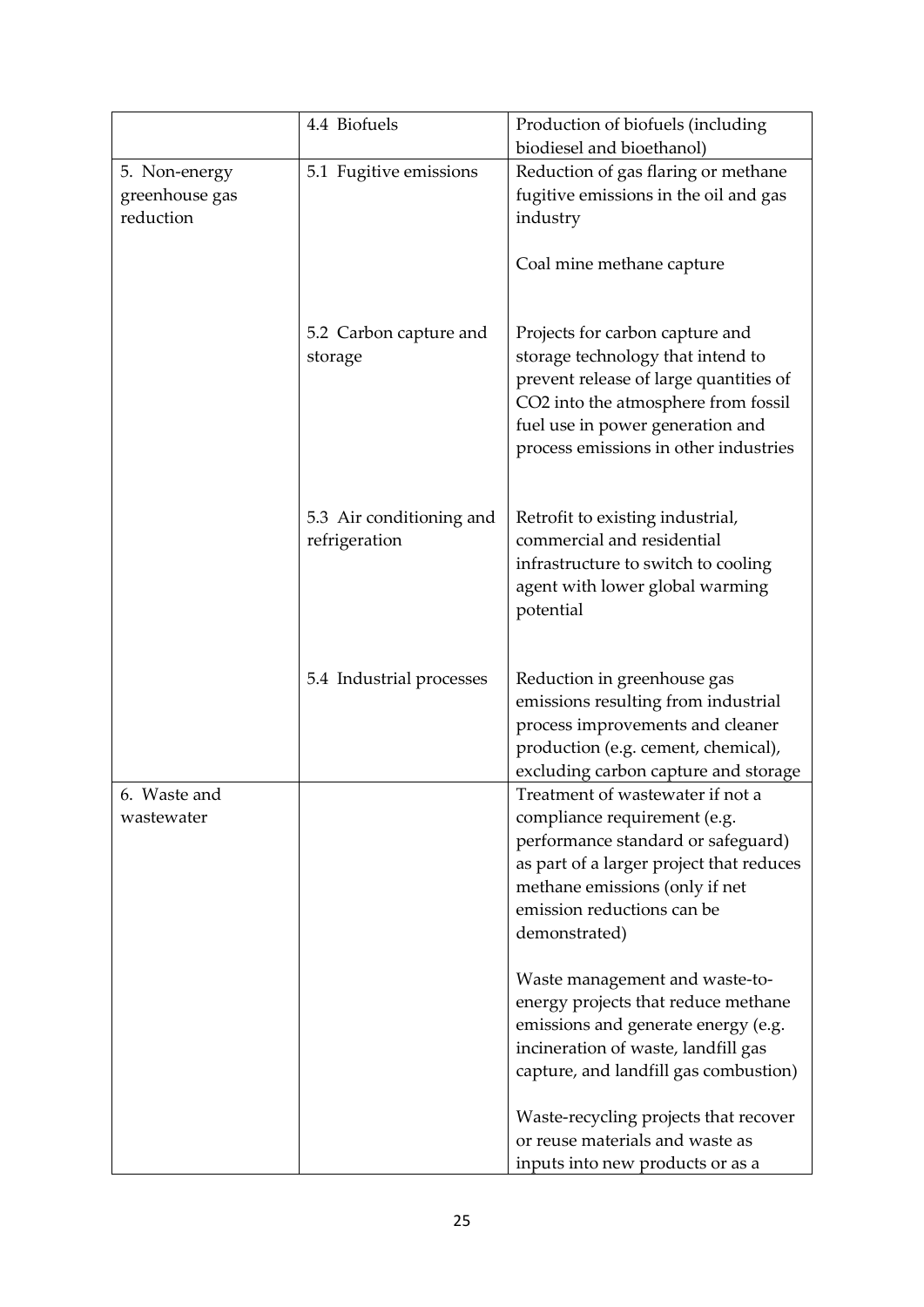| | | |
|---|---|---|
| | 4.4 Biofuels | Production of biofuels (including biodiesel and bioethanol) |
| 5. Non-energy greenhouse gas reduction | 5.1 Fugitive emissions | Reduction of gas flaring or methane fugitive emissions in the oil and gas industry<br><br>Coal mine methane capture |
| | 5.2 Carbon capture and storage | Projects for carbon capture and storage technology that intend to prevent release of large quantities of $CO_2$ into the atmosphere from fossil fuel use in power generation and process emissions in other industries |
| | 5.3 Air conditioning and refrigeration | Retrofit to existing industrial, commercial and residential infrastructure to switch to cooling agent with lower global warming potential |
| | 5.4 Industrial processes | Reduction in greenhouse gas emissions resulting from industrial process improvements and cleaner production (e.g. cement, chemical), excluding carbon capture and storage |
| 6. Waste and wastewater | | Treatment of wastewater if not a compliance requirement (e.g. performance standard or safeguard) as part of a larger project that reduces methane emissions (only if net emission reductions can be demonstrated)<br><br>Waste management and waste-to-energy projects that reduce methane emissions and generate energy (e.g. incineration of waste, landfill gas capture, and landfill gas combustion)<br><br>Waste-recycling projects that recover or reuse materials and waste as inputs into new products or as a |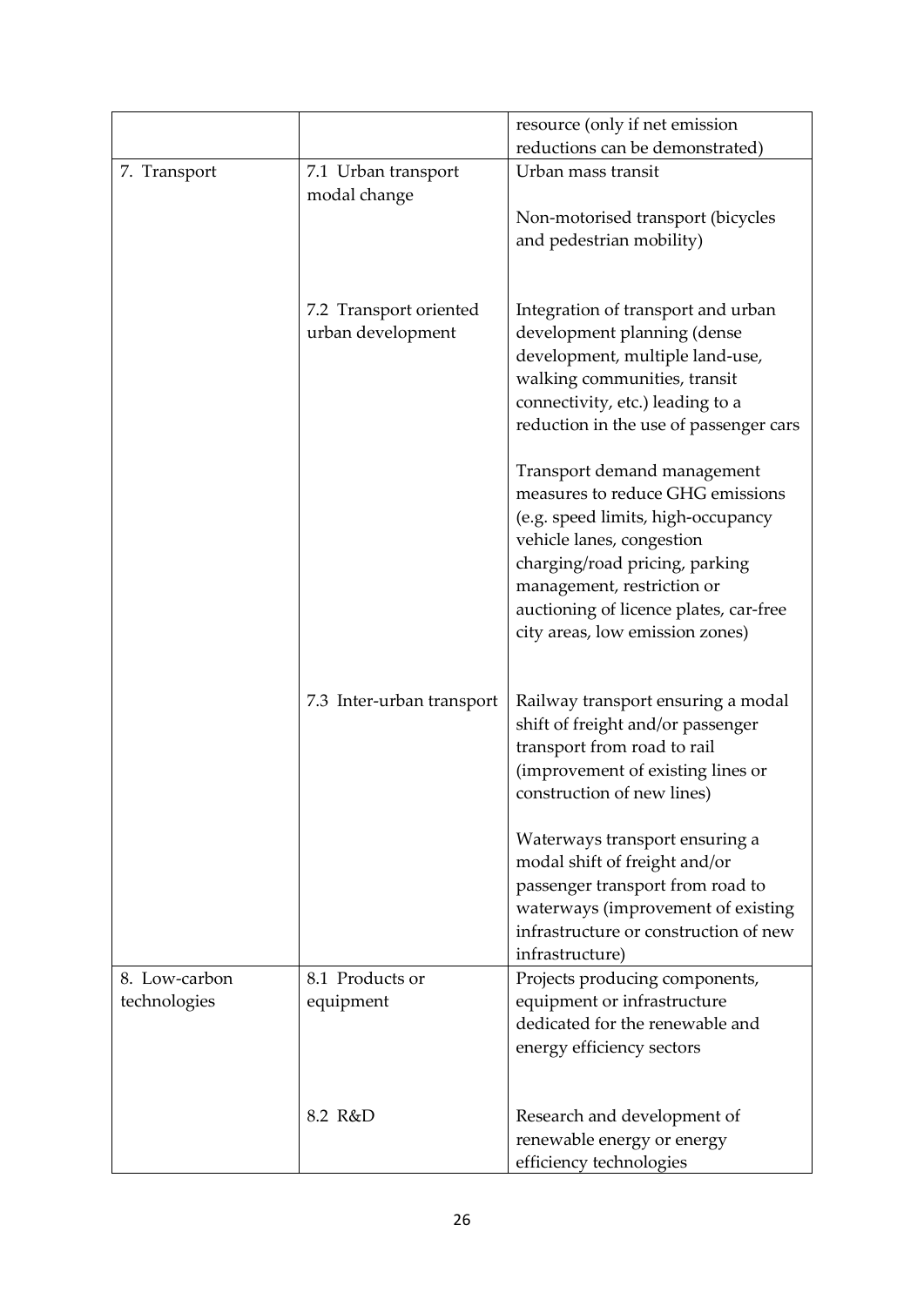|  |  |  |
|---|---|---|
|  |  | resource (only if net emission reductions can be demonstrated) |
| 7. Transport | 7.1 Urban transport modal change | Urban mass transit<br><br>Non-motorised transport (bicycles and pedestrian mobility) |
|  | 7.2 Transport oriented urban development | Integration of transport and urban development planning (dense development, multiple land-use, walking communities, transit connectivity, etc.) leading to a reduction in the use of passenger cars<br><br>Transport demand management measures to reduce GHG emissions (e.g. speed limits, high-occupancy vehicle lanes, congestion charging/road pricing, parking management, restriction or auctioning of licence plates, car-free city areas, low emission zones) |
|  | 7.3 Inter-urban transport | Railway transport ensuring a modal shift of freight and/or passenger transport from road to rail (improvement of existing lines or construction of new lines)<br><br>Waterways transport ensuring a modal shift of freight and/or passenger transport from road to waterways (improvement of existing infrastructure or construction of new infrastructure) |
| 8. Low-carbon technologies | 8.1 Products or equipment | Projects producing components, equipment or infrastructure dedicated for the renewable and energy efficiency sectors |
|  | 8.2 R&D | Research and development of renewable energy or energy efficiency technologies |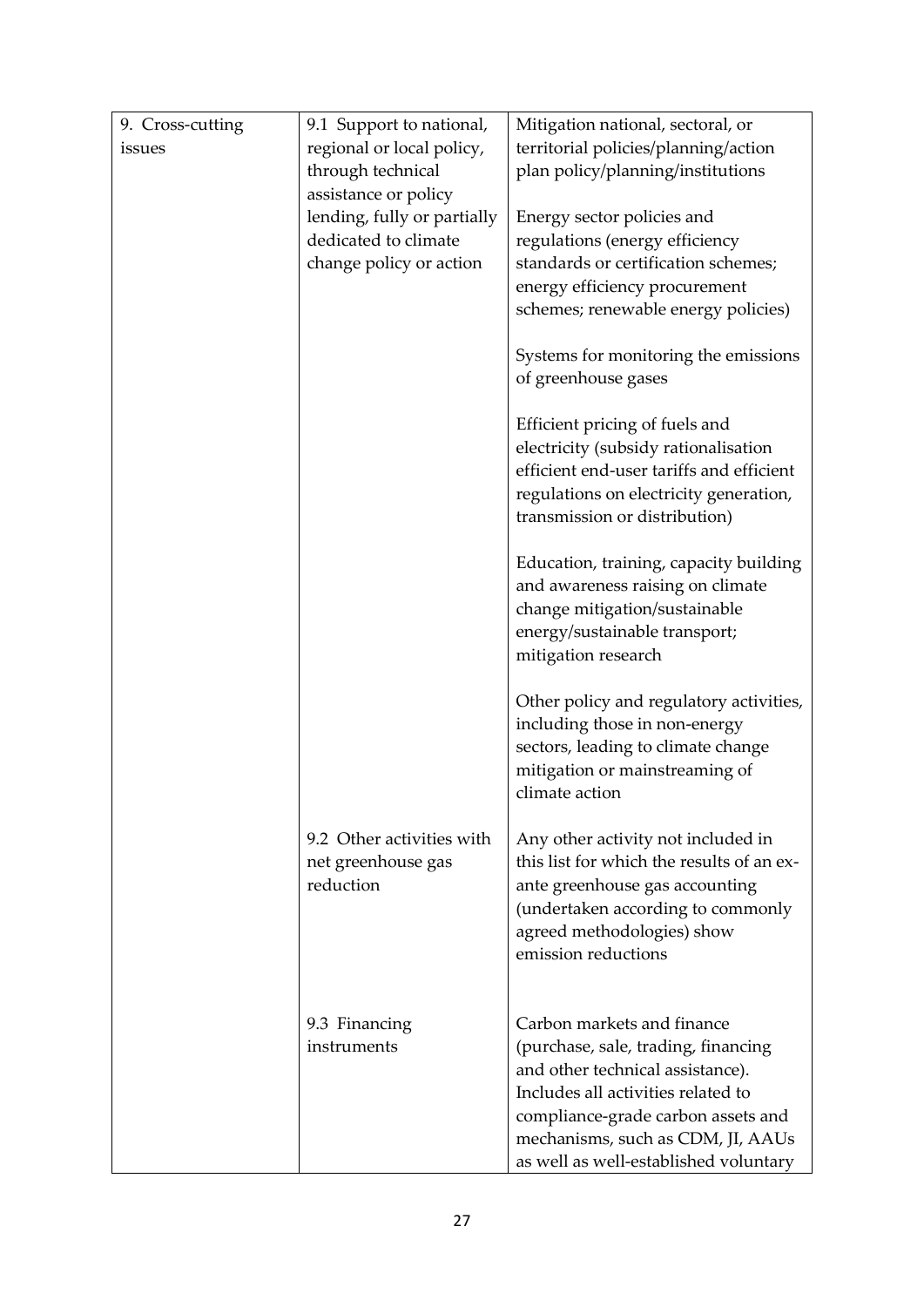| 9. Cross-cutting issues | 9.1 Support to national, regional or local policy, through technical assistance or policy lending, fully or partially dedicated to climate change policy or action | Mitigation national, sectoral, or territorial policies/planning/action plan policy/planning/institutions<br><br>Energy sector policies and regulations (energy efficiency standards or certification schemes; energy efficiency procurement schemes; renewable energy policies)<br><br>Systems for monitoring the emissions of greenhouse gases<br><br>Efficient pricing of fuels and electricity (subsidy rationalisation efficient end-user tariffs and efficient regulations on electricity generation, transmission or distribution)<br><br>Education, training, capacity building and awareness raising on climate change mitigation/sustainable energy/sustainable transport; mitigation research<br><br>Other policy and regulatory activities, including those in non-energy sectors, leading to climate change mitigation or mainstreaming of climate action |
|---|---|---|
| | 9.2 Other activities with net greenhouse gas reduction | Any other activity not included in this list for which the results of an ex-ante greenhouse gas accounting (undertaken according to commonly agreed methodologies) show emission reductions |
| | 9.3 Financing instruments | Carbon markets and finance (purchase, sale, trading, financing and other technical assistance). Includes all activities related to compliance-grade carbon assets and mechanisms, such as CDM, JI, AAUs as well as well-established voluntary |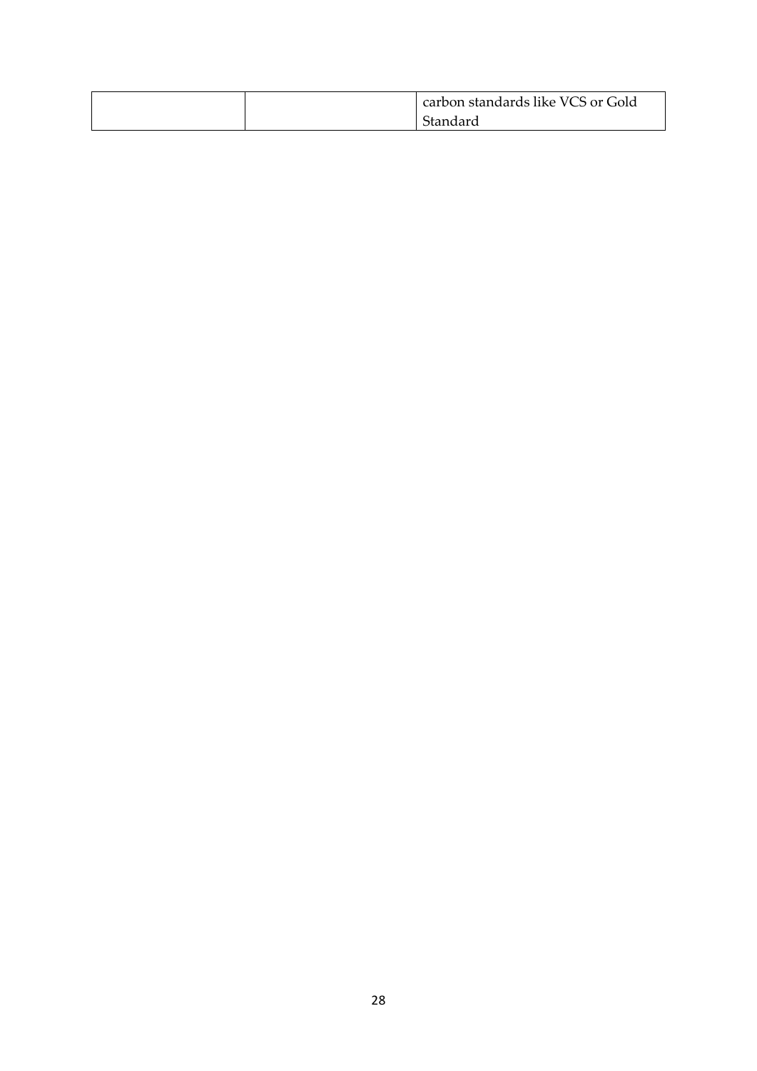| | | |
|---|---|---|
| | | carbon standards like VCS or Gold Standard |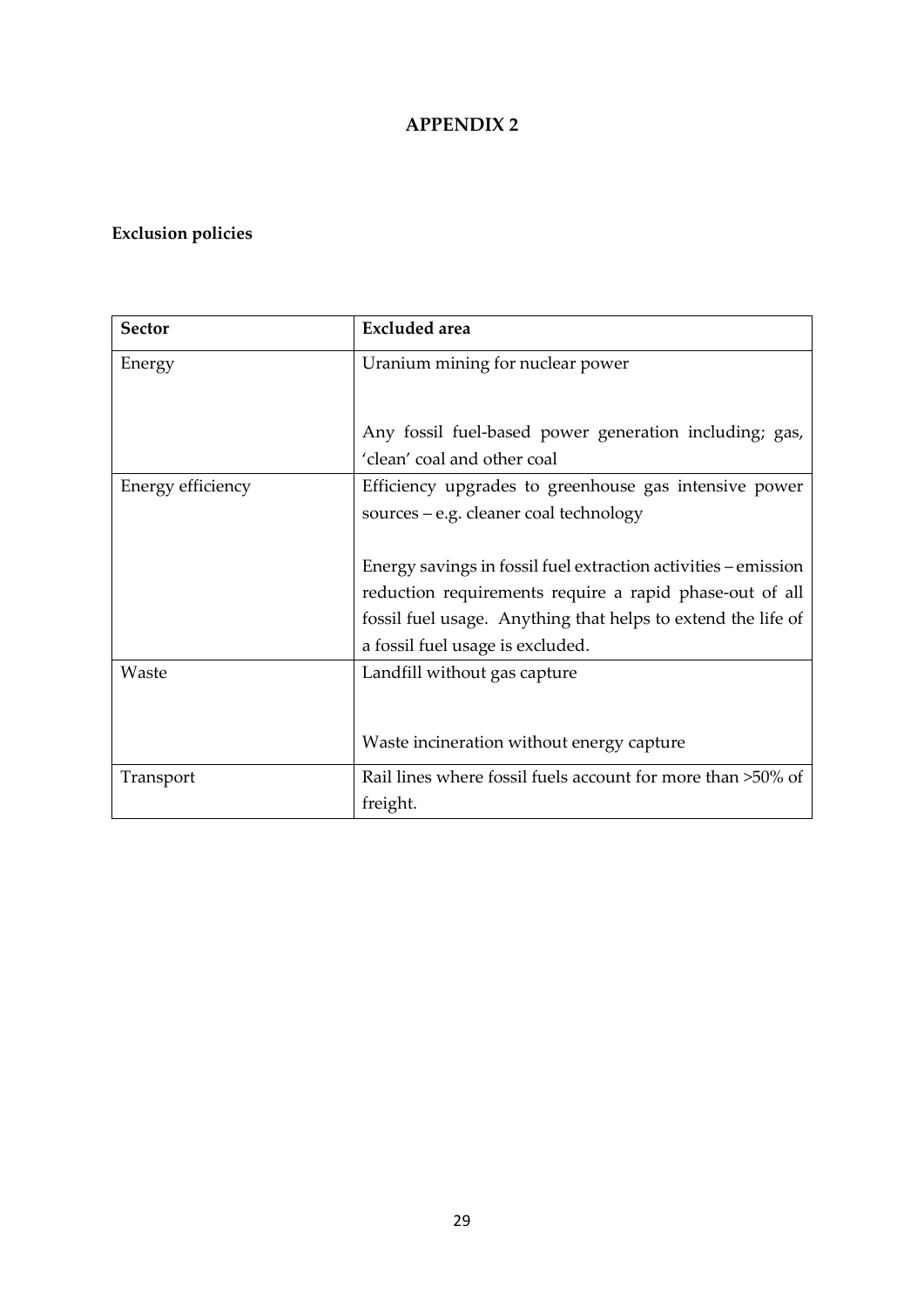# APPENDIX 2

**Exclusion policies**

| Sector | Excluded area |
| --- | --- |
| Energy | Uranium mining for nuclear power<br><br>Any fossil fuel-based power generation including; gas, 'clean' coal and other coal |
| Energy efficiency | Efficiency upgrades to greenhouse gas intensive power sources – e.g. cleaner coal technology<br><br>Energy savings in fossil fuel extraction activities – emission reduction requirements require a rapid phase-out of all fossil fuel usage. Anything that helps to extend the life of a fossil fuel usage is excluded. |
| Waste | Landfill without gas capture<br><br>Waste incineration without energy capture |
| Transport | Rail lines where fossil fuels account for more than >50% of freight. |